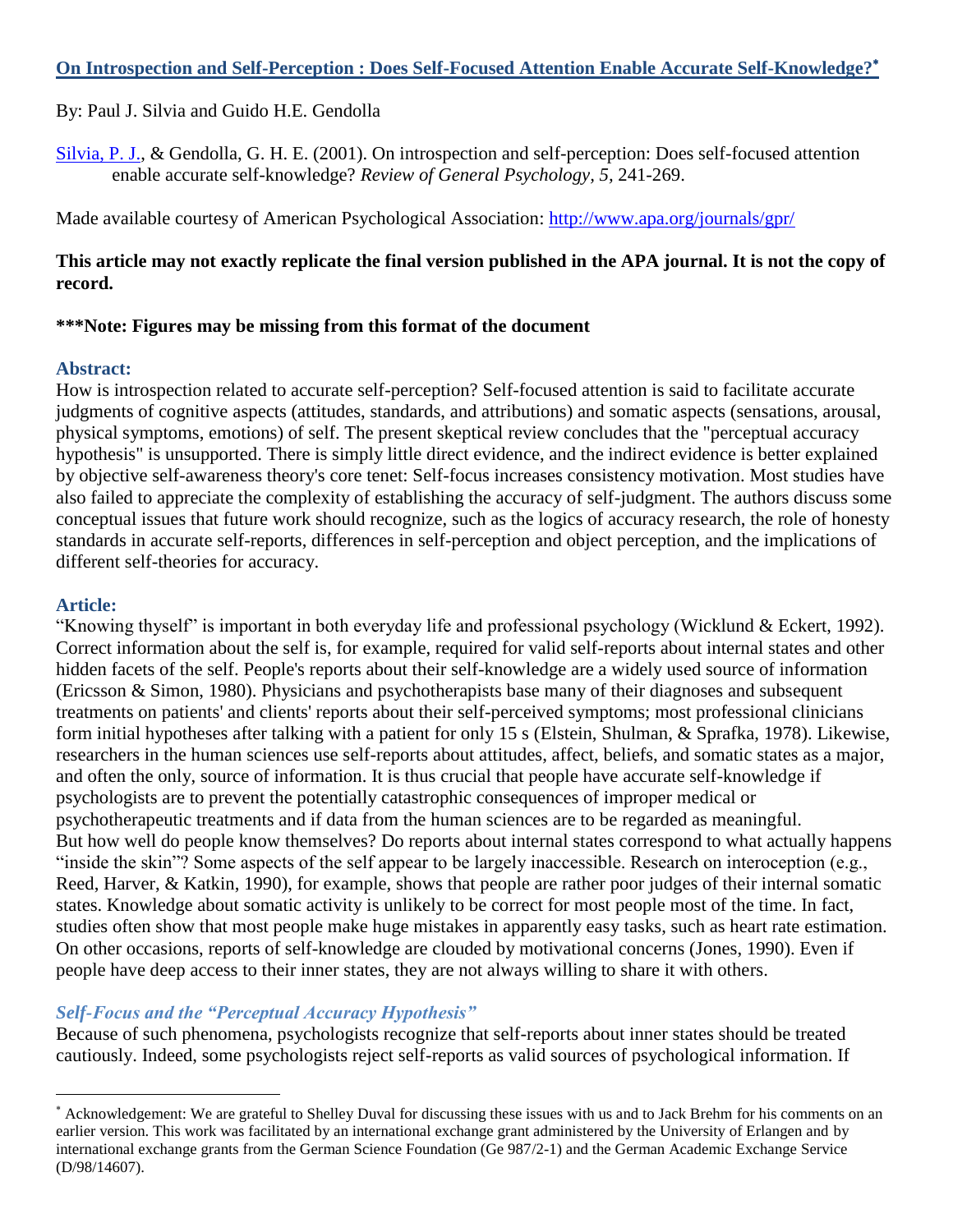# [On Introspection and Self-Perception : Does Self-Focused Attention Enable Accurate Self-Knowledge?*](#)

By: Paul J. Silvia and Guido H.E. Gendolla

[Silvia, P. J.](#), & Gendolla, G. H. E. (2001). On introspection and self-perception: Does self-focused attention enable accurate self-knowledge? *Review of General Psychology, 5*, 241-269.

Made available courtesy of American Psychological Association: [http://www.apa.org/journals/gpr/](http://www.apa.org/journals/gpr/)

**This article may not exactly replicate the final version published in the APA journal. It is not the copy of record.**

**\*\*\*Note: Figures may be missing from this format of the document**

## Abstract:

How is introspection related to accurate self-perception? Self-focused attention is said to facilitate accurate judgments of cognitive aspects (attitudes, standards, and attributions) and somatic aspects (sensations, arousal, physical symptoms, emotions) of self. The present skeptical review concludes that the "perceptual accuracy hypothesis" is unsupported. There is simply little direct evidence, and the indirect evidence is better explained by objective self-awareness theory's core tenet: Self-focus increases consistency motivation. Most studies have also failed to appreciate the complexity of establishing the accuracy of self-judgment. The authors discuss some conceptual issues that future work should recognize, such as the logics of accuracy research, the role of honesty standards in accurate self-reports, differences in self-perception and object perception, and the implications of different self-theories for accuracy.

## Article:

"Knowing thyself" is important in both everyday life and professional psychology (Wicklund & Eckert, 1992). Correct information about the self is, for example, required for valid self-reports about internal states and other hidden facets of the self. People's reports about their self-knowledge are a widely used source of information (Ericsson & Simon, 1980). Physicians and psychotherapists base many of their diagnoses and subsequent treatments on patients' and clients' reports about their self-perceived symptoms; most professional clinicians form initial hypotheses after talking with a patient for only 15 s (Elstein, Shulman, & Sprafka, 1978). Likewise, researchers in the human sciences use self-reports about attitudes, affect, beliefs, and somatic states as a major, and often the only, source of information. It is thus crucial that people have accurate self-knowledge if psychologists are to prevent the potentially catastrophic consequences of improper medical or psychotherapeutic treatments and if data from the human sciences are to be regarded as meaningful.

But how well do people know themselves? Do reports about internal states correspond to what actually happens "inside the skin"? Some aspects of the self appear to be largely inaccessible. Research on interoception (e.g., Reed, Harver, & Katkin, 1990), for example, shows that people are rather poor judges of their internal somatic states. Knowledge about somatic activity is unlikely to be correct for most people most of the time. In fact, studies often show that most people make huge mistakes in apparently easy tasks, such as heart rate estimation. On other occasions, reports of self-knowledge are clouded by motivational concerns (Jones, 1990). Even if people have deep access to their inner states, they are not always willing to share it with others.

### *Self-Focus and the "Perceptual Accuracy Hypothesis"*

Because of such phenomena, psychologists recognize that self-reports about inner states should be treated cautiously. Indeed, some psychologists reject self-reports as valid sources of psychological information. If

---

\* Acknowledgement: We are grateful to Shelley Duval for discussing these issues with us and to Jack Brehm for his comments on an earlier version. This work was facilitated by an international exchange grant administered by the University of Erlangen and by international exchange grants from the German Science Foundation (Ge 987/2-1) and the German Academic Exchange Service (D/98/14607).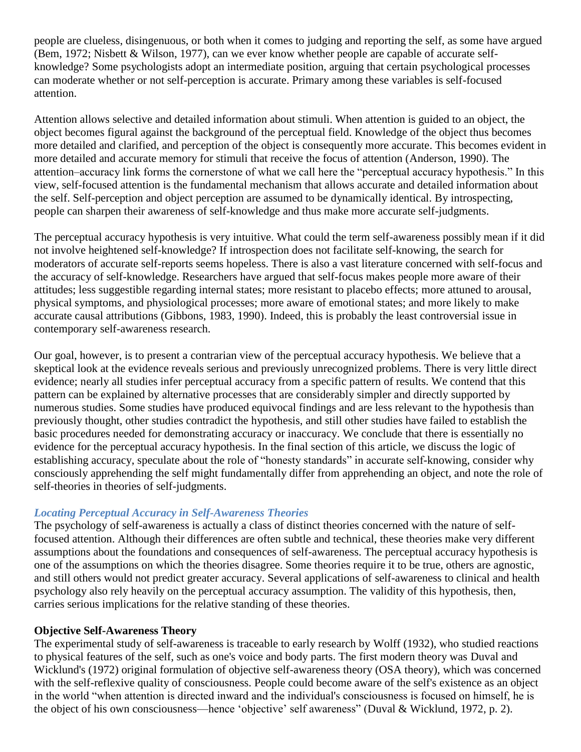people are clueless, disingenuous, or both when it comes to judging and reporting the self, as some have argued (Bem, 1972; Nisbett & Wilson, 1977), can we ever know whether people are capable of accurate self-knowledge? Some psychologists adopt an intermediate position, arguing that certain psychological processes can moderate whether or not self-perception is accurate. Primary among these variables is self-focused attention.

Attention allows selective and detailed information about stimuli. When attention is guided to an object, the object becomes figural against the background of the perceptual field. Knowledge of the object thus becomes more detailed and clarified, and perception of the object is consequently more accurate. This becomes evident in more detailed and accurate memory for stimuli that receive the focus of attention (Anderson, 1990). The attention–accuracy link forms the cornerstone of what we call here the "perceptual accuracy hypothesis." In this view, self-focused attention is the fundamental mechanism that allows accurate and detailed information about the self. Self-perception and object perception are assumed to be dynamically identical. By introspecting, people can sharpen their awareness of self-knowledge and thus make more accurate self-judgments.

The perceptual accuracy hypothesis is very intuitive. What could the term self-awareness possibly mean if it did not involve heightened self-knowledge? If introspection does not facilitate self-knowing, the search for moderators of accurate self-reports seems hopeless. There is also a vast literature concerned with self-focus and the accuracy of self-knowledge. Researchers have argued that self-focus makes people more aware of their attitudes; less suggestible regarding internal states; more resistant to placebo effects; more attuned to arousal, physical symptoms, and physiological processes; more aware of emotional states; and more likely to make accurate causal attributions (Gibbons, 1983, 1990). Indeed, this is probably the least controversial issue in contemporary self-awareness research.

Our goal, however, is to present a contrarian view of the perceptual accuracy hypothesis. We believe that a skeptical look at the evidence reveals serious and previously unrecognized problems. There is very little direct evidence; nearly all studies infer perceptual accuracy from a specific pattern of results. We contend that this pattern can be explained by alternative processes that are considerably simpler and directly supported by numerous studies. Some studies have produced equivocal findings and are less relevant to the hypothesis than previously thought, other studies contradict the hypothesis, and still other studies have failed to establish the basic procedures needed for demonstrating accuracy or inaccuracy. We conclude that there is essentially no evidence for the perceptual accuracy hypothesis. In the final section of this article, we discuss the logic of establishing accuracy, speculate about the role of "honesty standards" in accurate self-knowing, consider why consciously apprehending the self might fundamentally differ from apprehending an object, and note the role of self-theories in theories of self-judgments.

## *Locating Perceptual Accuracy in Self-Awareness Theories*

The psychology of self-awareness is actually a class of distinct theories concerned with the nature of self-focused attention. Although their differences are often subtle and technical, these theories make very different assumptions about the foundations and consequences of self-awareness. The perceptual accuracy hypothesis is one of the assumptions on which the theories disagree. Some theories require it to be true, others are agnostic, and still others would not predict greater accuracy. Several applications of self-awareness to clinical and health psychology also rely heavily on the perceptual accuracy assumption. The validity of this hypothesis, then, carries serious implications for the relative standing of these theories.

### **Objective Self-Awareness Theory**

The experimental study of self-awareness is traceable to early research by Wolff (1932), who studied reactions to physical features of the self, such as one's voice and body parts. The first modern theory was Duval and Wicklund's (1972) original formulation of objective self-awareness theory (OSA theory), which was concerned with the self-reflexive quality of consciousness. People could become aware of the self's existence as an object in the world "when attention is directed inward and the individual's consciousness is focused on himself, he is the object of his own consciousness—hence 'objective' self awareness" (Duval & Wicklund, 1972, p. 2).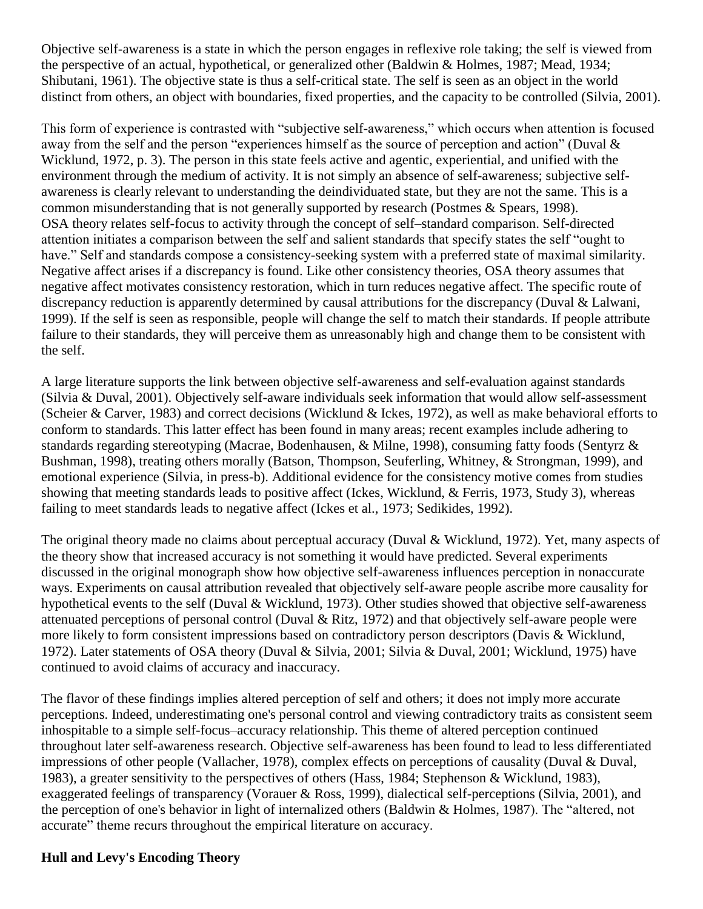Objective self-awareness is a state in which the person engages in reflexive role taking; the self is viewed from the perspective of an actual, hypothetical, or generalized other (Baldwin & Holmes, 1987; Mead, 1934; Shibutani, 1961). The objective state is thus a self-critical state. The self is seen as an object in the world distinct from others, an object with boundaries, fixed properties, and the capacity to be controlled (Silvia, 2001).

This form of experience is contrasted with "subjective self-awareness," which occurs when attention is focused away from the self and the person "experiences himself as the source of perception and action" (Duval & Wicklund, 1972, p. 3). The person in this state feels active and agentic, experiential, and unified with the environment through the medium of activity. It is not simply an absence of self-awareness; subjective self-awareness is clearly relevant to understanding the deindividuated state, but they are not the same. This is a common misunderstanding that is not generally supported by research (Postmes & Spears, 1998).
OSA theory relates self-focus to activity through the concept of self–standard comparison. Self-directed attention initiates a comparison between the self and salient standards that specify states the self "ought to have." Self and standards compose a consistency-seeking system with a preferred state of maximal similarity. Negative affect arises if a discrepancy is found. Like other consistency theories, OSA theory assumes that negative affect motivates consistency restoration, which in turn reduces negative affect. The specific route of discrepancy reduction is apparently determined by causal attributions for the discrepancy (Duval & Lalwani, 1999). If the self is seen as responsible, people will change the self to match their standards. If people attribute failure to their standards, they will perceive them as unreasonably high and change them to be consistent with the self.

A large literature supports the link between objective self-awareness and self-evaluation against standards (Silvia & Duval, 2001). Objectively self-aware individuals seek information that would allow self-assessment (Scheier & Carver, 1983) and correct decisions (Wicklund & Ickes, 1972), as well as make behavioral efforts to conform to standards. This latter effect has been found in many areas; recent examples include adhering to standards regarding stereotyping (Macrae, Bodenhausen, & Milne, 1998), consuming fatty foods (Sentyrz & Bushman, 1998), treating others morally (Batson, Thompson, Seuferling, Whitney, & Strongman, 1999), and emotional experience (Silvia, in press-b). Additional evidence for the consistency motive comes from studies showing that meeting standards leads to positive affect (Ickes, Wicklund, & Ferris, 1973, Study 3), whereas failing to meet standards leads to negative affect (Ickes et al., 1973; Sedikides, 1992).

The original theory made no claims about perceptual accuracy (Duval & Wicklund, 1972). Yet, many aspects of the theory show that increased accuracy is not something it would have predicted. Several experiments discussed in the original monograph show how objective self-awareness influences perception in nonaccurate ways. Experiments on causal attribution revealed that objectively self-aware people ascribe more causality for hypothetical events to the self (Duval & Wicklund, 1973). Other studies showed that objective self-awareness attenuated perceptions of personal control (Duval & Ritz, 1972) and that objectively self-aware people were more likely to form consistent impressions based on contradictory person descriptors (Davis & Wicklund, 1972). Later statements of OSA theory (Duval & Silvia, 2001; Silvia & Duval, 2001; Wicklund, 1975) have continued to avoid claims of accuracy and inaccuracy.

The flavor of these findings implies altered perception of self and others; it does not imply more accurate perceptions. Indeed, underestimating one's personal control and viewing contradictory traits as consistent seem inhospitable to a simple self-focus–accuracy relationship. This theme of altered perception continued throughout later self-awareness research. Objective self-awareness has been found to lead to less differentiated impressions of other people (Vallacher, 1978), complex effects on perceptions of causality (Duval & Duval, 1983), a greater sensitivity to the perspectives of others (Hass, 1984; Stephenson & Wicklund, 1983), exaggerated feelings of transparency (Vorauer & Ross, 1999), dialectical self-perceptions (Silvia, 2001), and the perception of one's behavior in light of internalized others (Baldwin & Holmes, 1987). The "altered, not accurate" theme recurs throughout the empirical literature on accuracy.

## Hull and Levy's Encoding Theory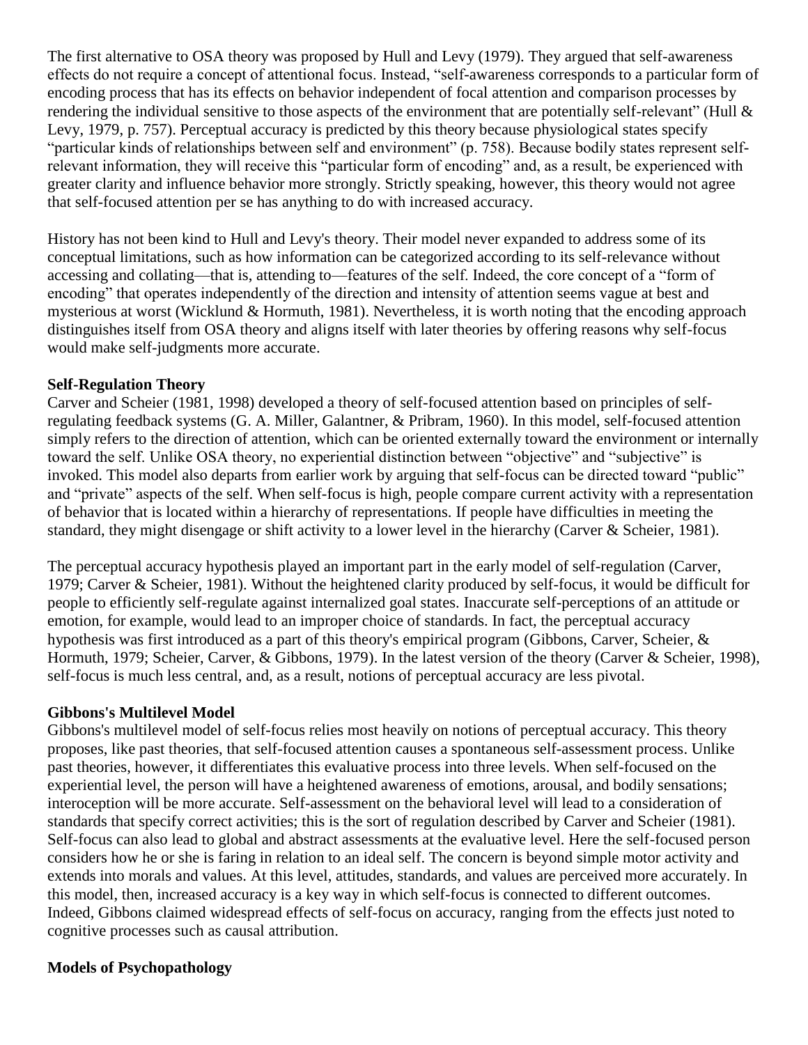The first alternative to OSA theory was proposed by Hull and Levy (1979). They argued that self-awareness effects do not require a concept of attentional focus. Instead, "self-awareness corresponds to a particular form of encoding process that has its effects on behavior independent of focal attention and comparison processes by rendering the individual sensitive to those aspects of the environment that are potentially self-relevant" (Hull & Levy, 1979, p. 757). Perceptual accuracy is predicted by this theory because physiological states specify "particular kinds of relationships between self and environment" (p. 758). Because bodily states represent self-relevant information, they will receive this "particular form of encoding" and, as a result, be experienced with greater clarity and influence behavior more strongly. Strictly speaking, however, this theory would not agree that self-focused attention per se has anything to do with increased accuracy.

History has not been kind to Hull and Levy's theory. Their model never expanded to address some of its conceptual limitations, such as how information can be categorized according to its self-relevance without accessing and collating—that is, attending to—features of the self. Indeed, the core concept of a "form of encoding" that operates independently of the direction and intensity of attention seems vague at best and mysterious at worst (Wicklund & Hormuth, 1981). Nevertheless, it is worth noting that the encoding approach distinguishes itself from OSA theory and aligns itself with later theories by offering reasons why self-focus would make self-judgments more accurate.

**Self-Regulation Theory**

Carver and Scheier (1981, 1998) developed a theory of self-focused attention based on principles of self-regulating feedback systems (G. A. Miller, Galantner, & Pribram, 1960). In this model, self-focused attention simply refers to the direction of attention, which can be oriented externally toward the environment or internally toward the self. Unlike OSA theory, no experiential distinction between "objective" and "subjective" is invoked. This model also departs from earlier work by arguing that self-focus can be directed toward "public" and "private" aspects of the self. When self-focus is high, people compare current activity with a representation of behavior that is located within a hierarchy of representations. If people have difficulties in meeting the standard, they might disengage or shift activity to a lower level in the hierarchy (Carver & Scheier, 1981).

The perceptual accuracy hypothesis played an important part in the early model of self-regulation (Carver, 1979; Carver & Scheier, 1981). Without the heightened clarity produced by self-focus, it would be difficult for people to efficiently self-regulate against internalized goal states. Inaccurate self-perceptions of an attitude or emotion, for example, would lead to an improper choice of standards. In fact, the perceptual accuracy hypothesis was first introduced as a part of this theory's empirical program (Gibbons, Carver, Scheier, & Hormuth, 1979; Scheier, Carver, & Gibbons, 1979). In the latest version of the theory (Carver & Scheier, 1998), self-focus is much less central, and, as a result, notions of perceptual accuracy are less pivotal.

**Gibbons's Multilevel Model**

Gibbons's multilevel model of self-focus relies most heavily on notions of perceptual accuracy. This theory proposes, like past theories, that self-focused attention causes a spontaneous self-assessment process. Unlike past theories, however, it differentiates this evaluative process into three levels. When self-focused on the experiential level, the person will have a heightened awareness of emotions, arousal, and bodily sensations; interoception will be more accurate. Self-assessment on the behavioral level will lead to a consideration of standards that specify correct activities; this is the sort of regulation described by Carver and Scheier (1981). Self-focus can also lead to global and abstract assessments at the evaluative level. Here the self-focused person considers how he or she is faring in relation to an ideal self. The concern is beyond simple motor activity and extends into morals and values. At this level, attitudes, standards, and values are perceived more accurately. In this model, then, increased accuracy is a key way in which self-focus is connected to different outcomes. Indeed, Gibbons claimed widespread effects of self-focus on accuracy, ranging from the effects just noted to cognitive processes such as causal attribution.

**Models of Psychopathology**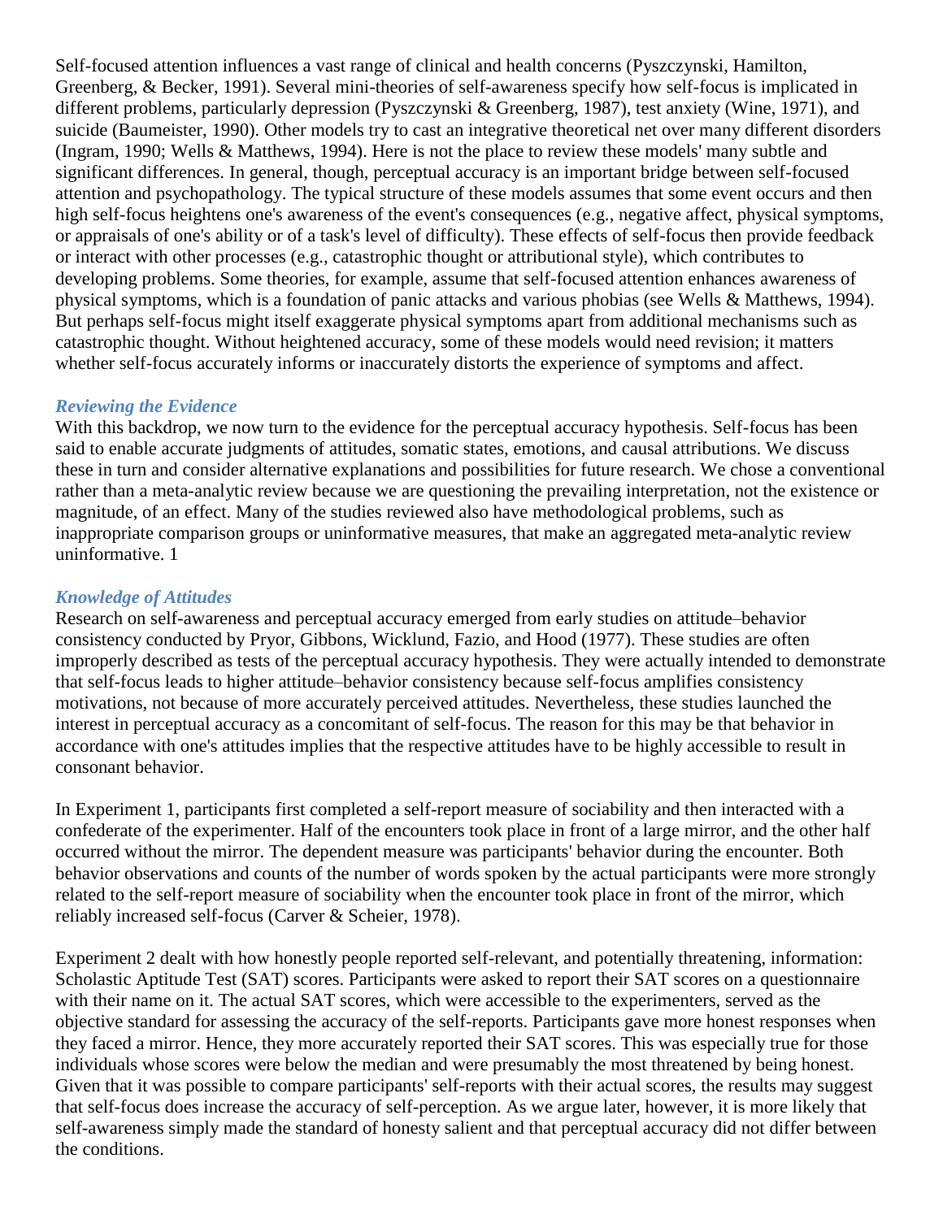Self-focused attention influences a vast range of clinical and health concerns (Pyszczynski, Hamilton, Greenberg, & Becker, 1991). Several mini-theories of self-awareness specify how self-focus is implicated in different problems, particularly depression (Pyszczynski & Greenberg, 1987), test anxiety (Wine, 1971), and suicide (Baumeister, 1990). Other models try to cast an integrative theoretical net over many different disorders (Ingram, 1990; Wells & Matthews, 1994). Here is not the place to review these models' many subtle and significant differences. In general, though, perceptual accuracy is an important bridge between self-focused attention and psychopathology. The typical structure of these models assumes that some event occurs and then high self-focus heightens one's awareness of the event's consequences (e.g., negative affect, physical symptoms, or appraisals of one's ability or of a task's level of difficulty). These effects of self-focus then provide feedback or interact with other processes (e.g., catastrophic thought or attributional style), which contributes to developing problems. Some theories, for example, assume that self-focused attention enhances awareness of physical symptoms, which is a foundation of panic attacks and various phobias (see Wells & Matthews, 1994). But perhaps self-focus might itself exaggerate physical symptoms apart from additional mechanisms such as catastrophic thought. Without heightened accuracy, some of these models would need revision; it matters whether self-focus accurately informs or inaccurately distorts the experience of symptoms and affect.

### *Reviewing the Evidence*

With this backdrop, we now turn to the evidence for the perceptual accuracy hypothesis. Self-focus has been said to enable accurate judgments of attitudes, somatic states, emotions, and causal attributions. We discuss these in turn and consider alternative explanations and possibilities for future research. We chose a conventional rather than a meta-analytic review because we are questioning the prevailing interpretation, not the existence or magnitude, of an effect. Many of the studies reviewed also have methodological problems, such as inappropriate comparison groups or uninformative measures, that make an aggregated meta-analytic review uninformative. 1

### *Knowledge of Attitudes*

Research on self-awareness and perceptual accuracy emerged from early studies on attitude–behavior consistency conducted by Pryor, Gibbons, Wicklund, Fazio, and Hood (1977). These studies are often improperly described as tests of the perceptual accuracy hypothesis. They were actually intended to demonstrate that self-focus leads to higher attitude–behavior consistency because self-focus amplifies consistency motivations, not because of more accurately perceived attitudes. Nevertheless, these studies launched the interest in perceptual accuracy as a concomitant of self-focus. The reason for this may be that behavior in accordance with one's attitudes implies that the respective attitudes have to be highly accessible to result in consonant behavior.

In Experiment 1, participants first completed a self-report measure of sociability and then interacted with a confederate of the experimenter. Half of the encounters took place in front of a large mirror, and the other half occurred without the mirror. The dependent measure was participants' behavior during the encounter. Both behavior observations and counts of the number of words spoken by the actual participants were more strongly related to the self-report measure of sociability when the encounter took place in front of the mirror, which reliably increased self-focus (Carver & Scheier, 1978).

Experiment 2 dealt with how honestly people reported self-relevant, and potentially threatening, information: Scholastic Aptitude Test (SAT) scores. Participants were asked to report their SAT scores on a questionnaire with their name on it. The actual SAT scores, which were accessible to the experimenters, served as the objective standard for assessing the accuracy of the self-reports. Participants gave more honest responses when they faced a mirror. Hence, they more accurately reported their SAT scores. This was especially true for those individuals whose scores were below the median and were presumably the most threatened by being honest. Given that it was possible to compare participants' self-reports with their actual scores, the results may suggest that self-focus does increase the accuracy of self-perception. As we argue later, however, it is more likely that self-awareness simply made the standard of honesty salient and that perceptual accuracy did not differ between the conditions.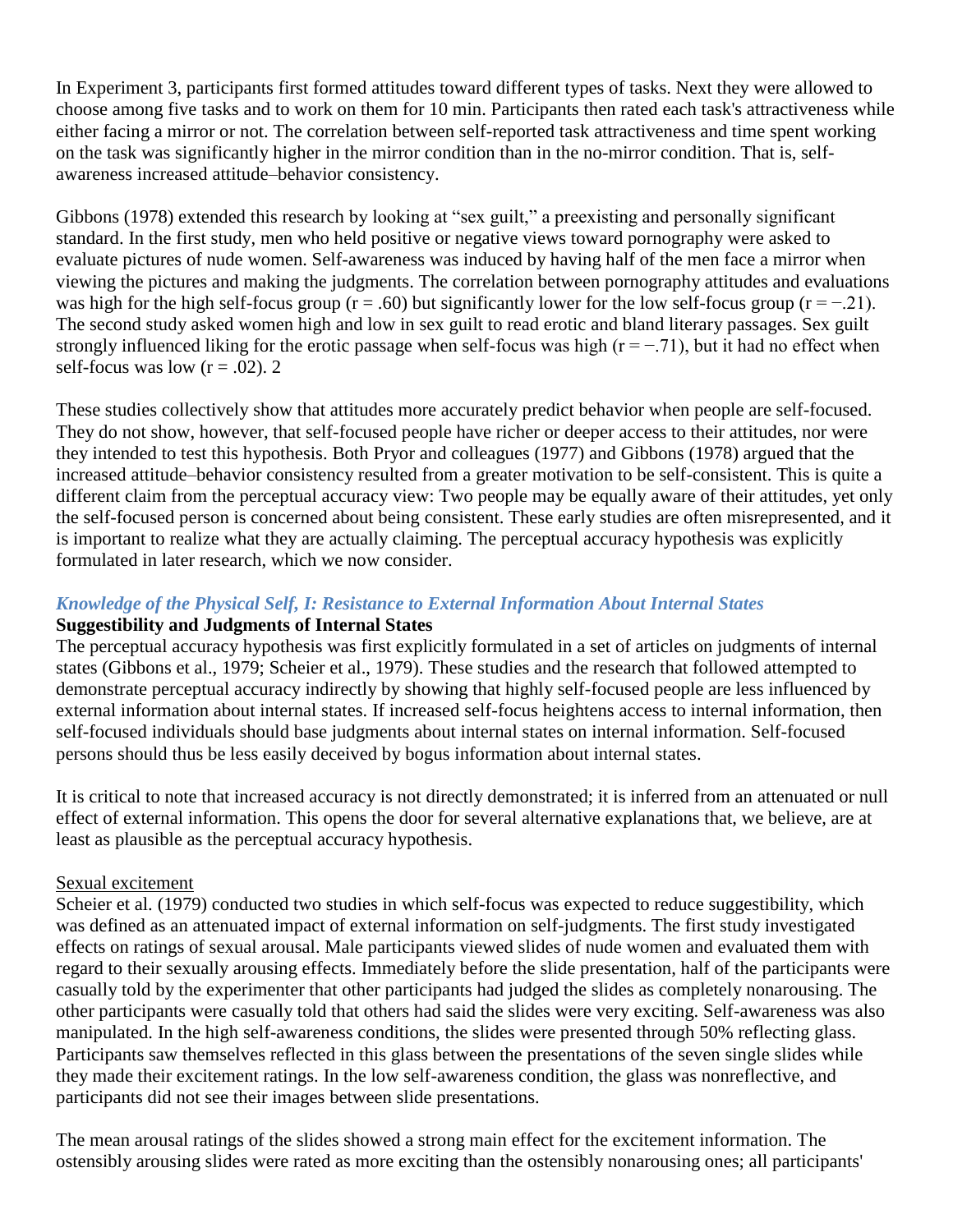In Experiment 3, participants first formed attitudes toward different types of tasks. Next they were allowed to choose among five tasks and to work on them for 10 min. Participants then rated each task's attractiveness while either facing a mirror or not. The correlation between self-reported task attractiveness and time spent working on the task was significantly higher in the mirror condition than in the no-mirror condition. That is, self-awareness increased attitude–behavior consistency.

Gibbons (1978) extended this research by looking at "sex guilt," a preexisting and personally significant standard. In the first study, men who held positive or negative views toward pornography were asked to evaluate pictures of nude women. Self-awareness was induced by having half of the men face a mirror when viewing the pictures and making the judgments. The correlation between pornography attitudes and evaluations was high for the high self-focus group ($r = .60$) but significantly lower for the low self-focus group ($r = -.21$). The second study asked women high and low in sex guilt to read erotic and bland literary passages. Sex guilt strongly influenced liking for the erotic passage when self-focus was high ($r = -.71$), but it had no effect when self-focus was low ($r = .02$). 2

These studies collectively show that attitudes more accurately predict behavior when people are self-focused. They do not show, however, that self-focused people have richer or deeper access to their attitudes, nor were they intended to test this hypothesis. Both Pryor and colleagues (1977) and Gibbons (1978) argued that the increased attitude–behavior consistency resulted from a greater motivation to be self-consistent. This is quite a different claim from the perceptual accuracy view: Two people may be equally aware of their attitudes, yet only the self-focused person is concerned about being consistent. These early studies are often misrepresented, and it is important to realize what they are actually claiming. The perceptual accuracy hypothesis was explicitly formulated in later research, which we now consider.

## *Knowledge of the Physical Self, I: Resistance to External Information About Internal States*

### Suggestibility and Judgments of Internal States

The perceptual accuracy hypothesis was first explicitly formulated in a set of articles on judgments of internal states (Gibbons et al., 1979; Scheier et al., 1979). These studies and the research that followed attempted to demonstrate perceptual accuracy indirectly by showing that highly self-focused people are less influenced by external information about internal states. If increased self-focus heightens access to internal information, then self-focused individuals should base judgments about internal states on internal information. Self-focused persons should thus be less easily deceived by bogus information about internal states.

It is critical to note that increased accuracy is not directly demonstrated; it is inferred from an attenuated or null effect of external information. This opens the door for several alternative explanations that, we believe, are at least as plausible as the perceptual accuracy hypothesis.

#### Sexual excitement

Scheier et al. (1979) conducted two studies in which self-focus was expected to reduce suggestibility, which was defined as an attenuated impact of external information on self-judgments. The first study investigated effects on ratings of sexual arousal. Male participants viewed slides of nude women and evaluated them with regard to their sexually arousing effects. Immediately before the slide presentation, half of the participants were casually told by the experimenter that other participants had judged the slides as completely nonarousing. The other participants were casually told that others had said the slides were very exciting. Self-awareness was also manipulated. In the high self-awareness conditions, the slides were presented through 50% reflecting glass. Participants saw themselves reflected in this glass between the presentations of the seven single slides while they made their excitement ratings. In the low self-awareness condition, the glass was nonreflective, and participants did not see their images between slide presentations.

The mean arousal ratings of the slides showed a strong main effect for the excitement information. The ostensibly arousing slides were rated as more exciting than the ostensibly nonarousing ones; all participants'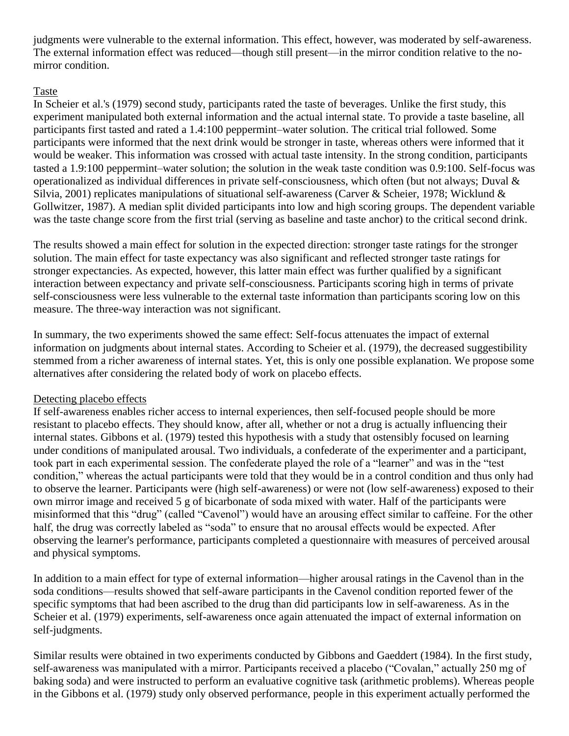judgments were vulnerable to the external information. This effect, however, was moderated by self-awareness. The external information effect was reduced—though still present—in the mirror condition relative to the no-mirror condition.

### Taste

In Scheier et al.'s (1979) second study, participants rated the taste of beverages. Unlike the first study, this experiment manipulated both external information and the actual internal state. To provide a taste baseline, all participants first tasted and rated a 1.4:100 peppermint–water solution. The critical trial followed. Some participants were informed that the next drink would be stronger in taste, whereas others were informed that it would be weaker. This information was crossed with actual taste intensity. In the strong condition, participants tasted a 1.9:100 peppermint–water solution; the solution in the weak taste condition was 0.9:100. Self-focus was operationalized as individual differences in private self-consciousness, which often (but not always; Duval & Silvia, 2001) replicates manipulations of situational self-awareness (Carver & Scheier, 1978; Wicklund & Gollwitzer, 1987). A median split divided participants into low and high scoring groups. The dependent variable was the taste change score from the first trial (serving as baseline and taste anchor) to the critical second drink.

The results showed a main effect for solution in the expected direction: stronger taste ratings for the stronger solution. The main effect for taste expectancy was also significant and reflected stronger taste ratings for stronger expectancies. As expected, however, this latter main effect was further qualified by a significant interaction between expectancy and private self-consciousness. Participants scoring high in terms of private self-consciousness were less vulnerable to the external taste information than participants scoring low on this measure. The three-way interaction was not significant.

In summary, the two experiments showed the same effect: Self-focus attenuates the impact of external information on judgments about internal states. According to Scheier et al. (1979), the decreased suggestibility stemmed from a richer awareness of internal states. Yet, this is only one possible explanation. We propose some alternatives after considering the related body of work on placebo effects.

### Detecting placebo effects

If self-awareness enables richer access to internal experiences, then self-focused people should be more resistant to placebo effects. They should know, after all, whether or not a drug is actually influencing their internal states. Gibbons et al. (1979) tested this hypothesis with a study that ostensibly focused on learning under conditions of manipulated arousal. Two individuals, a confederate of the experimenter and a participant, took part in each experimental session. The confederate played the role of a "learner" and was in the "test condition," whereas the actual participants were told that they would be in a control condition and thus only had to observe the learner. Participants were (high self-awareness) or were not (low self-awareness) exposed to their own mirror image and received 5 g of bicarbonate of soda mixed with water. Half of the participants were misinformed that this "drug" (called "Cavenol") would have an arousing effect similar to caffeine. For the other half, the drug was correctly labeled as "soda" to ensure that no arousal effects would be expected. After observing the learner's performance, participants completed a questionnaire with measures of perceived arousal and physical symptoms.

In addition to a main effect for type of external information—higher arousal ratings in the Cavenol than in the soda conditions—results showed that self-aware participants in the Cavenol condition reported fewer of the specific symptoms that had been ascribed to the drug than did participants low in self-awareness. As in the Scheier et al. (1979) experiments, self-awareness once again attenuated the impact of external information on self-judgments.

Similar results were obtained in two experiments conducted by Gibbons and Gaeddert (1984). In the first study, self-awareness was manipulated with a mirror. Participants received a placebo ("Covalan," actually 250 mg of baking soda) and were instructed to perform an evaluative cognitive task (arithmetic problems). Whereas people in the Gibbons et al. (1979) study only observed performance, people in this experiment actually performed the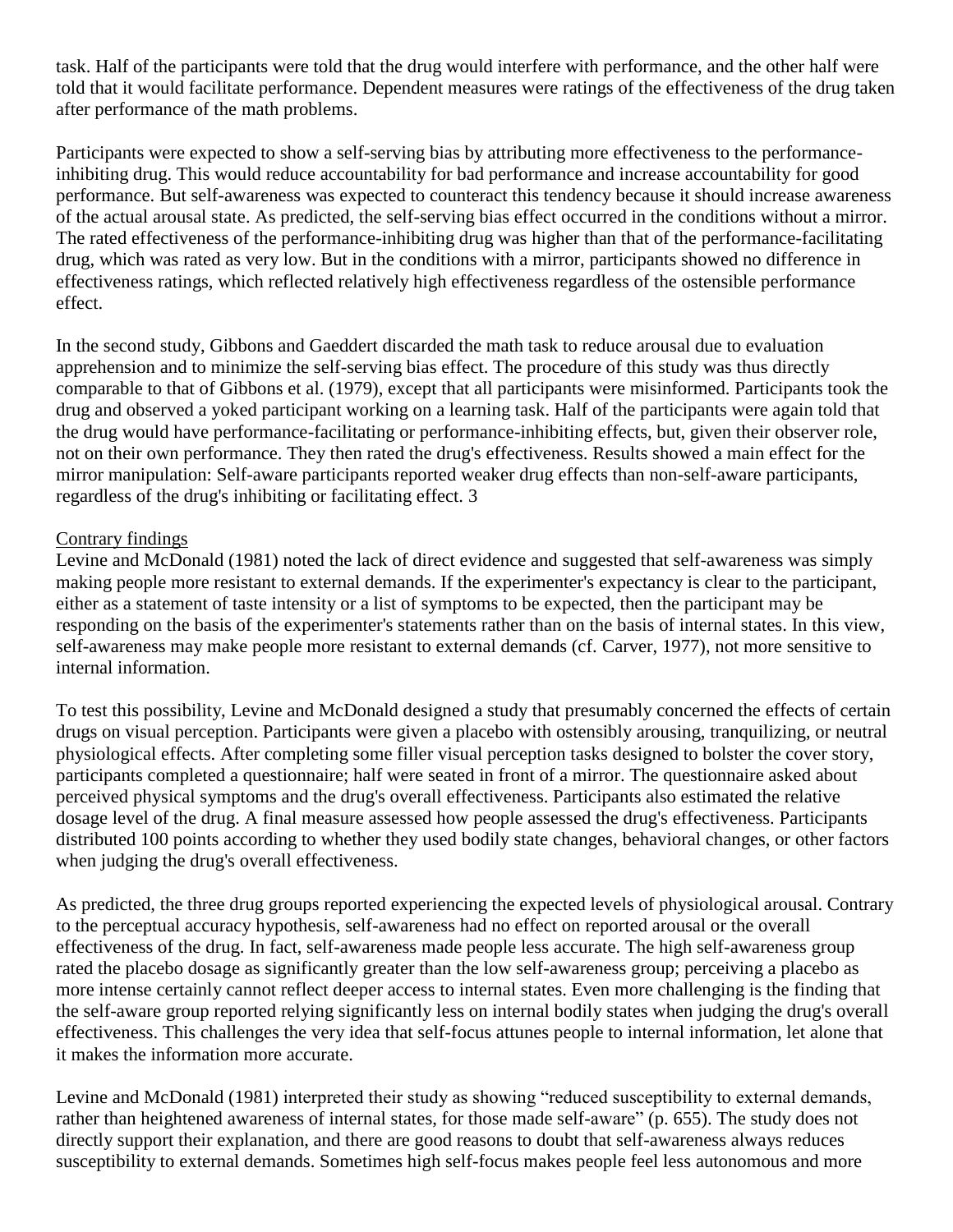task. Half of the participants were told that the drug would interfere with performance, and the other half were told that it would facilitate performance. Dependent measures were ratings of the effectiveness of the drug taken after performance of the math problems.

Participants were expected to show a self-serving bias by attributing more effectiveness to the performance-inhibiting drug. This would reduce accountability for bad performance and increase accountability for good performance. But self-awareness was expected to counteract this tendency because it should increase awareness of the actual arousal state. As predicted, the self-serving bias effect occurred in the conditions without a mirror. The rated effectiveness of the performance-inhibiting drug was higher than that of the performance-facilitating drug, which was rated as very low. But in the conditions with a mirror, participants showed no difference in effectiveness ratings, which reflected relatively high effectiveness regardless of the ostensible performance effect.

In the second study, Gibbons and Gaeddert discarded the math task to reduce arousal due to evaluation apprehension and to minimize the self-serving bias effect. The procedure of this study was thus directly comparable to that of Gibbons et al. (1979), except that all participants were misinformed. Participants took the drug and observed a yoked participant working on a learning task. Half of the participants were again told that the drug would have performance-facilitating or performance-inhibiting effects, but, given their observer role, not on their own performance. They then rated the drug's effectiveness. Results showed a main effect for the mirror manipulation: Self-aware participants reported weaker drug effects than non-self-aware participants, regardless of the drug's inhibiting or facilitating effect. 3

Contrary findings

Levine and McDonald (1981) noted the lack of direct evidence and suggested that self-awareness was simply making people more resistant to external demands. If the experimenter's expectancy is clear to the participant, either as a statement of taste intensity or a list of symptoms to be expected, then the participant may be responding on the basis of the experimenter's statements rather than on the basis of internal states. In this view, self-awareness may make people more resistant to external demands (cf. Carver, 1977), not more sensitive to internal information.

To test this possibility, Levine and McDonald designed a study that presumably concerned the effects of certain drugs on visual perception. Participants were given a placebo with ostensibly arousing, tranquilizing, or neutral physiological effects. After completing some filler visual perception tasks designed to bolster the cover story, participants completed a questionnaire; half were seated in front of a mirror. The questionnaire asked about perceived physical symptoms and the drug's overall effectiveness. Participants also estimated the relative dosage level of the drug. A final measure assessed how people assessed the drug's effectiveness. Participants distributed 100 points according to whether they used bodily state changes, behavioral changes, or other factors when judging the drug's overall effectiveness.

As predicted, the three drug groups reported experiencing the expected levels of physiological arousal. Contrary to the perceptual accuracy hypothesis, self-awareness had no effect on reported arousal or the overall effectiveness of the drug. In fact, self-awareness made people less accurate. The high self-awareness group rated the placebo dosage as significantly greater than the low self-awareness group; perceiving a placebo as more intense certainly cannot reflect deeper access to internal states. Even more challenging is the finding that the self-aware group reported relying significantly less on internal bodily states when judging the drug's overall effectiveness. This challenges the very idea that self-focus attunes people to internal information, let alone that it makes the information more accurate.

Levine and McDonald (1981) interpreted their study as showing "reduced susceptibility to external demands, rather than heightened awareness of internal states, for those made self-aware" (p. 655). The study does not directly support their explanation, and there are good reasons to doubt that self-awareness always reduces susceptibility to external demands. Sometimes high self-focus makes people feel less autonomous and more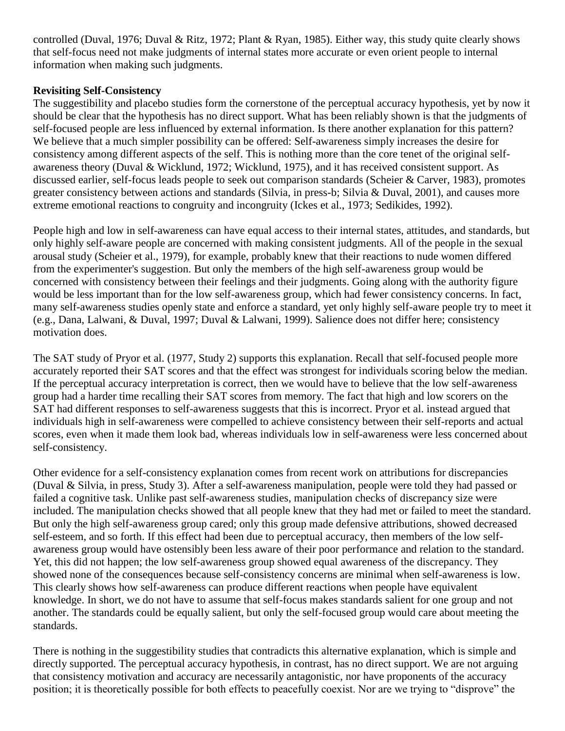controlled (Duval, 1976; Duval & Ritz, 1972; Plant & Ryan, 1985). Either way, this study quite clearly shows that self-focus need not make judgments of internal states more accurate or even orient people to internal information when making such judgments.

**Revisiting Self-Consistency**

The suggestibility and placebo studies form the cornerstone of the perceptual accuracy hypothesis, yet by now it should be clear that the hypothesis has no direct support. What has been reliably shown is that the judgments of self-focused people are less influenced by external information. Is there another explanation for this pattern? We believe that a much simpler possibility can be offered: Self-awareness simply increases the desire for consistency among different aspects of the self. This is nothing more than the core tenet of the original self-awareness theory (Duval & Wicklund, 1972; Wicklund, 1975), and it has received consistent support. As discussed earlier, self-focus leads people to seek out comparison standards (Scheier & Carver, 1983), promotes greater consistency between actions and standards (Silvia, in press-b; Silvia & Duval, 2001), and causes more extreme emotional reactions to congruity and incongruity (Ickes et al., 1973; Sedikides, 1992).

People high and low in self-awareness can have equal access to their internal states, attitudes, and standards, but only highly self-aware people are concerned with making consistent judgments. All of the people in the sexual arousal study (Scheier et al., 1979), for example, probably knew that their reactions to nude women differed from the experimenter's suggestion. But only the members of the high self-awareness group would be concerned with consistency between their feelings and their judgments. Going along with the authority figure would be less important than for the low self-awareness group, which had fewer consistency concerns. In fact, many self-awareness studies openly state and enforce a standard, yet only highly self-aware people try to meet it (e.g., Dana, Lalwani, & Duval, 1997; Duval & Lalwani, 1999). Salience does not differ here; consistency motivation does.

The SAT study of Pryor et al. (1977, Study 2) supports this explanation. Recall that self-focused people more accurately reported their SAT scores and that the effect was strongest for individuals scoring below the median. If the perceptual accuracy interpretation is correct, then we would have to believe that the low self-awareness group had a harder time recalling their SAT scores from memory. The fact that high and low scorers on the SAT had different responses to self-awareness suggests that this is incorrect. Pryor et al. instead argued that individuals high in self-awareness were compelled to achieve consistency between their self-reports and actual scores, even when it made them look bad, whereas individuals low in self-awareness were less concerned about self-consistency.

Other evidence for a self-consistency explanation comes from recent work on attributions for discrepancies (Duval & Silvia, in press, Study 3). After a self-awareness manipulation, people were told they had passed or failed a cognitive task. Unlike past self-awareness studies, manipulation checks of discrepancy size were included. The manipulation checks showed that all people knew that they had met or failed to meet the standard. But only the high self-awareness group cared; only this group made defensive attributions, showed decreased self-esteem, and so forth. If this effect had been due to perceptual accuracy, then members of the low self-awareness group would have ostensibly been less aware of their poor performance and relation to the standard. Yet, this did not happen; the low self-awareness group showed equal awareness of the discrepancy. They showed none of the consequences because self-consistency concerns are minimal when self-awareness is low. This clearly shows how self-awareness can produce different reactions when people have equivalent knowledge. In short, we do not have to assume that self-focus makes standards salient for one group and not another. The standards could be equally salient, but only the self-focused group would care about meeting the standards.

There is nothing in the suggestibility studies that contradicts this alternative explanation, which is simple and directly supported. The perceptual accuracy hypothesis, in contrast, has no direct support. We are not arguing that consistency motivation and accuracy are necessarily antagonistic, nor have proponents of the accuracy position; it is theoretically possible for both effects to peacefully coexist. Nor are we trying to "disprove" the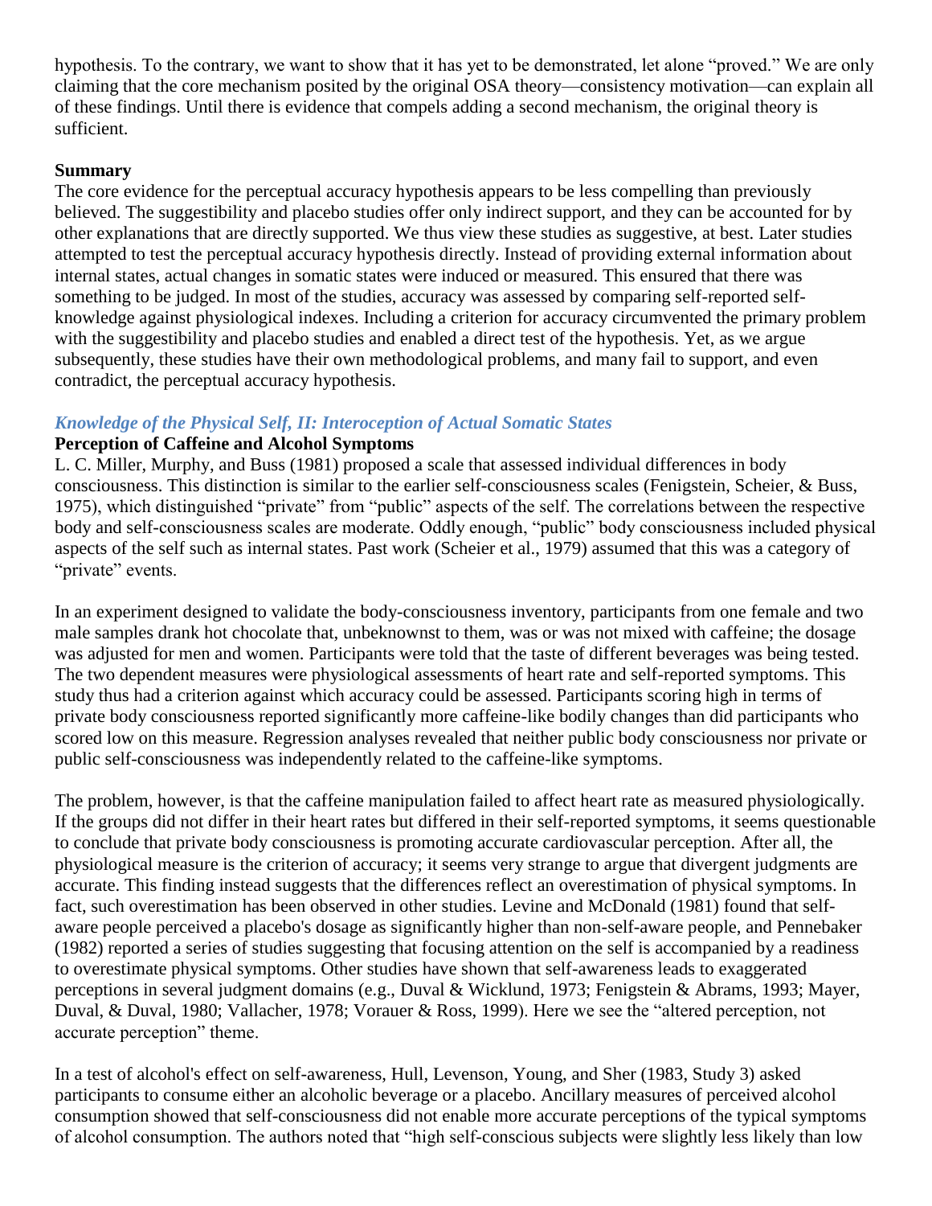hypothesis. To the contrary, we want to show that it has yet to be demonstrated, let alone "proved." We are only claiming that the core mechanism posited by the original OSA theory—consistency motivation—can explain all of these findings. Until there is evidence that compels adding a second mechanism, the original theory is sufficient.

**Summary**

The core evidence for the perceptual accuracy hypothesis appears to be less compelling than previously believed. The suggestibility and placebo studies offer only indirect support, and they can be accounted for by other explanations that are directly supported. We thus view these studies as suggestive, at best. Later studies attempted to test the perceptual accuracy hypothesis directly. Instead of providing external information about internal states, actual changes in somatic states were induced or measured. This ensured that there was something to be judged. In most of the studies, accuracy was assessed by comparing self-reported self-knowledge against physiological indexes. Including a criterion for accuracy circumvented the primary problem with the suggestibility and placebo studies and enabled a direct test of the hypothesis. Yet, as we argue subsequently, these studies have their own methodological problems, and many fail to support, and even contradict, the perceptual accuracy hypothesis.

## *Knowledge of the Physical Self, II: Interoception of Actual Somatic States*

**Perception of Caffeine and Alcohol Symptoms**

L. C. Miller, Murphy, and Buss (1981) proposed a scale that assessed individual differences in body consciousness. This distinction is similar to the earlier self-consciousness scales (Fenigstein, Scheier, & Buss, 1975), which distinguished "private" from "public" aspects of the self. The correlations between the respective body and self-consciousness scales are moderate. Oddly enough, "public" body consciousness included physical aspects of the self such as internal states. Past work (Scheier et al., 1979) assumed that this was a category of "private" events.

In an experiment designed to validate the body-consciousness inventory, participants from one female and two male samples drank hot chocolate that, unbeknownst to them, was or was not mixed with caffeine; the dosage was adjusted for men and women. Participants were told that the taste of different beverages was being tested. The two dependent measures were physiological assessments of heart rate and self-reported symptoms. This study thus had a criterion against which accuracy could be assessed. Participants scoring high in terms of private body consciousness reported significantly more caffeine-like bodily changes than did participants who scored low on this measure. Regression analyses revealed that neither public body consciousness nor private or public self-consciousness was independently related to the caffeine-like symptoms.

The problem, however, is that the caffeine manipulation failed to affect heart rate as measured physiologically. If the groups did not differ in their heart rates but differed in their self-reported symptoms, it seems questionable to conclude that private body consciousness is promoting accurate cardiovascular perception. After all, the physiological measure is the criterion of accuracy; it seems very strange to argue that divergent judgments are accurate. This finding instead suggests that the differences reflect an overestimation of physical symptoms. In fact, such overestimation has been observed in other studies. Levine and McDonald (1981) found that self-aware people perceived a placebo's dosage as significantly higher than non-self-aware people, and Pennebaker (1982) reported a series of studies suggesting that focusing attention on the self is accompanied by a readiness to overestimate physical symptoms. Other studies have shown that self-awareness leads to exaggerated perceptions in several judgment domains (e.g., Duval & Wicklund, 1973; Fenigstein & Abrams, 1993; Mayer, Duval, & Duval, 1980; Vallacher, 1978; Vorauer & Ross, 1999). Here we see the "altered perception, not accurate perception" theme.

In a test of alcohol's effect on self-awareness, Hull, Levenson, Young, and Sher (1983, Study 3) asked participants to consume either an alcoholic beverage or a placebo. Ancillary measures of perceived alcohol consumption showed that self-consciousness did not enable more accurate perceptions of the typical symptoms of alcohol consumption. The authors noted that "high self-conscious subjects were slightly less likely than low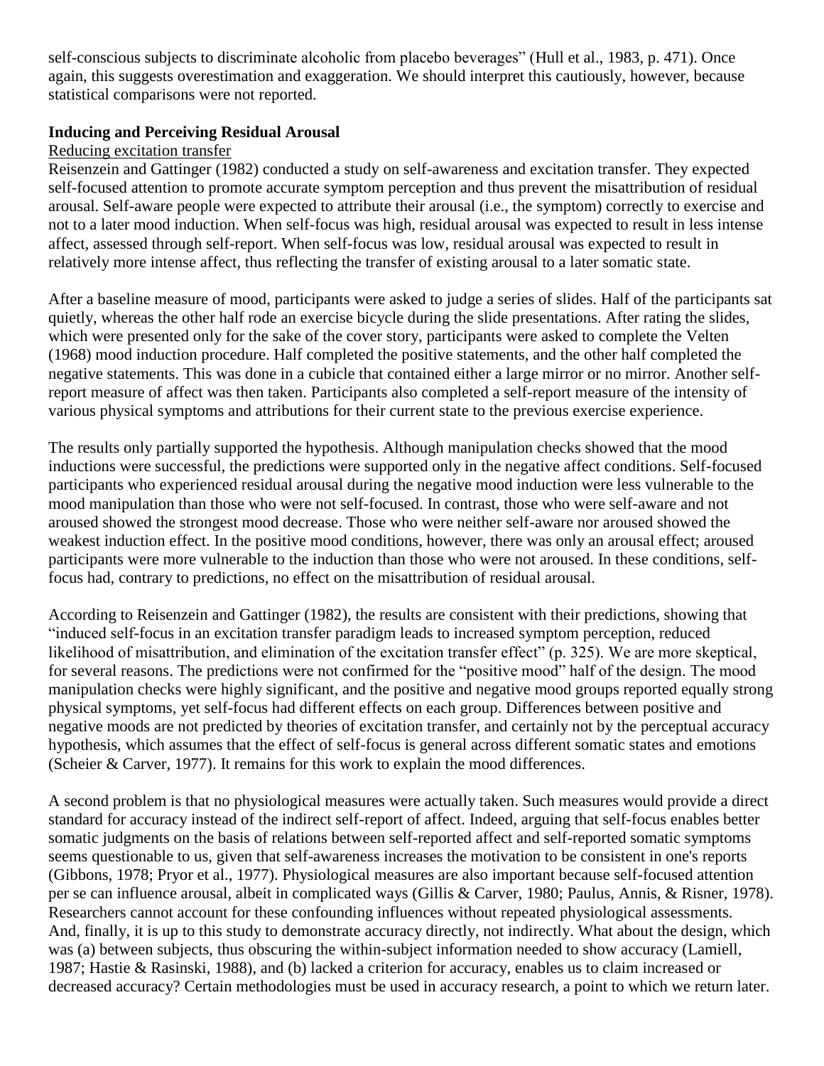self-conscious subjects to discriminate alcoholic from placebo beverages" (Hull et al., 1983, p. 471). Once again, this suggests overestimation and exaggeration. We should interpret this cautiously, however, because statistical comparisons were not reported.

**Inducing and Perceiving Residual Arousal**

Reducing excitation transfer

Reisenzein and Gattinger (1982) conducted a study on self-awareness and excitation transfer. They expected self-focused attention to promote accurate symptom perception and thus prevent the misattribution of residual arousal. Self-aware people were expected to attribute their arousal (i.e., the symptom) correctly to exercise and not to a later mood induction. When self-focus was high, residual arousal was expected to result in less intense affect, assessed through self-report. When self-focus was low, residual arousal was expected to result in relatively more intense affect, thus reflecting the transfer of existing arousal to a later somatic state.

After a baseline measure of mood, participants were asked to judge a series of slides. Half of the participants sat quietly, whereas the other half rode an exercise bicycle during the slide presentations. After rating the slides, which were presented only for the sake of the cover story, participants were asked to complete the Velten (1968) mood induction procedure. Half completed the positive statements, and the other half completed the negative statements. This was done in a cubicle that contained either a large mirror or no mirror. Another self-report measure of affect was then taken. Participants also completed a self-report measure of the intensity of various physical symptoms and attributions for their current state to the previous exercise experience.

The results only partially supported the hypothesis. Although manipulation checks showed that the mood inductions were successful, the predictions were supported only in the negative affect conditions. Self-focused participants who experienced residual arousal during the negative mood induction were less vulnerable to the mood manipulation than those who were not self-focused. In contrast, those who were self-aware and not aroused showed the strongest mood decrease. Those who were neither self-aware nor aroused showed the weakest induction effect. In the positive mood conditions, however, there was only an arousal effect; aroused participants were more vulnerable to the induction than those who were not aroused. In these conditions, self-focus had, contrary to predictions, no effect on the misattribution of residual arousal.

According to Reisenzein and Gattinger (1982), the results are consistent with their predictions, showing that "induced self-focus in an excitation transfer paradigm leads to increased symptom perception, reduced likelihood of misattribution, and elimination of the excitation transfer effect" (p. 325). We are more skeptical, for several reasons. The predictions were not confirmed for the "positive mood" half of the design. The mood manipulation checks were highly significant, and the positive and negative mood groups reported equally strong physical symptoms, yet self-focus had different effects on each group. Differences between positive and negative moods are not predicted by theories of excitation transfer, and certainly not by the perceptual accuracy hypothesis, which assumes that the effect of self-focus is general across different somatic states and emotions (Scheier & Carver, 1977). It remains for this work to explain the mood differences.

A second problem is that no physiological measures were actually taken. Such measures would provide a direct standard for accuracy instead of the indirect self-report of affect. Indeed, arguing that self-focus enables better somatic judgments on the basis of relations between self-reported affect and self-reported somatic symptoms seems questionable to us, given that self-awareness increases the motivation to be consistent in one's reports (Gibbons, 1978; Pryor et al., 1977). Physiological measures are also important because self-focused attention per se can influence arousal, albeit in complicated ways (Gillis & Carver, 1980; Paulus, Annis, & Risner, 1978). Researchers cannot account for these confounding influences without repeated physiological assessments. And, finally, it is up to this study to demonstrate accuracy directly, not indirectly. What about the design, which was (a) between subjects, thus obscuring the within-subject information needed to show accuracy (Lamiell, 1987; Hastie & Rasinski, 1988), and (b) lacked a criterion for accuracy, enables us to claim increased or decreased accuracy? Certain methodologies must be used in accuracy research, a point to which we return later.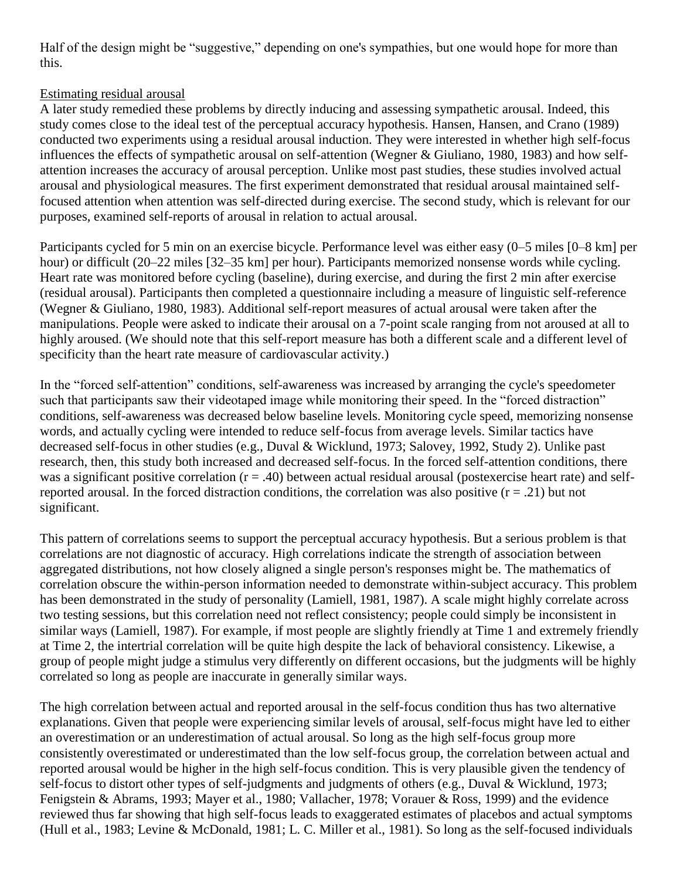Half of the design might be "suggestive," depending on one's sympathies, but one would hope for more than this.

Estimating residual arousal

A later study remedied these problems by directly inducing and assessing sympathetic arousal. Indeed, this study comes close to the ideal test of the perceptual accuracy hypothesis. Hansen, Hansen, and Crano (1989) conducted two experiments using a residual arousal induction. They were interested in whether high self-focus influences the effects of sympathetic arousal on self-attention (Wegner & Giuliano, 1980, 1983) and how self-attention increases the accuracy of arousal perception. Unlike most past studies, these studies involved actual arousal and physiological measures. The first experiment demonstrated that residual arousal maintained self-focused attention when attention was self-directed during exercise. The second study, which is relevant for our purposes, examined self-reports of arousal in relation to actual arousal.

Participants cycled for 5 min on an exercise bicycle. Performance level was either easy (0–5 miles [0–8 km] per hour) or difficult (20–22 miles [32–35 km] per hour). Participants memorized nonsense words while cycling. Heart rate was monitored before cycling (baseline), during exercise, and during the first 2 min after exercise (residual arousal). Participants then completed a questionnaire including a measure of linguistic self-reference (Wegner & Giuliano, 1980, 1983). Additional self-report measures of actual arousal were taken after the manipulations. People were asked to indicate their arousal on a 7-point scale ranging from not aroused at all to highly aroused. (We should note that this self-report measure has both a different scale and a different level of specificity than the heart rate measure of cardiovascular activity.)

In the "forced self-attention" conditions, self-awareness was increased by arranging the cycle's speedometer such that participants saw their videotaped image while monitoring their speed. In the "forced distraction" conditions, self-awareness was decreased below baseline levels. Monitoring cycle speed, memorizing nonsense words, and actually cycling were intended to reduce self-focus from average levels. Similar tactics have decreased self-focus in other studies (e.g., Duval & Wicklund, 1973; Salovey, 1992, Study 2). Unlike past research, then, this study both increased and decreased self-focus. In the forced self-attention conditions, there was a significant positive correlation ($r = .40$) between actual residual arousal (postexercise heart rate) and self-reported arousal. In the forced distraction conditions, the correlation was also positive ($r = .21$) but not significant.

This pattern of correlations seems to support the perceptual accuracy hypothesis. But a serious problem is that correlations are not diagnostic of accuracy. High correlations indicate the strength of association between aggregated distributions, not how closely aligned a single person's responses might be. The mathematics of correlation obscure the within-person information needed to demonstrate within-subject accuracy. This problem has been demonstrated in the study of personality (Lamiell, 1981, 1987). A scale might highly correlate across two testing sessions, but this correlation need not reflect consistency; people could simply be inconsistent in similar ways (Lamiell, 1987). For example, if most people are slightly friendly at Time 1 and extremely friendly at Time 2, the intertrial correlation will be quite high despite the lack of behavioral consistency. Likewise, a group of people might judge a stimulus very differently on different occasions, but the judgments will be highly correlated so long as people are inaccurate in generally similar ways.

The high correlation between actual and reported arousal in the self-focus condition thus has two alternative explanations. Given that people were experiencing similar levels of arousal, self-focus might have led to either an overestimation or an underestimation of actual arousal. So long as the high self-focus group more consistently overestimated or underestimated than the low self-focus group, the correlation between actual and reported arousal would be higher in the high self-focus condition. This is very plausible given the tendency of self-focus to distort other types of self-judgments and judgments of others (e.g., Duval & Wicklund, 1973; Fenigstein & Abrams, 1993; Mayer et al., 1980; Vallacher, 1978; Vorauer & Ross, 1999) and the evidence reviewed thus far showing that high self-focus leads to exaggerated estimates of placebos and actual symptoms (Hull et al., 1983; Levine & McDonald, 1981; L. C. Miller et al., 1981). So long as the self-focused individuals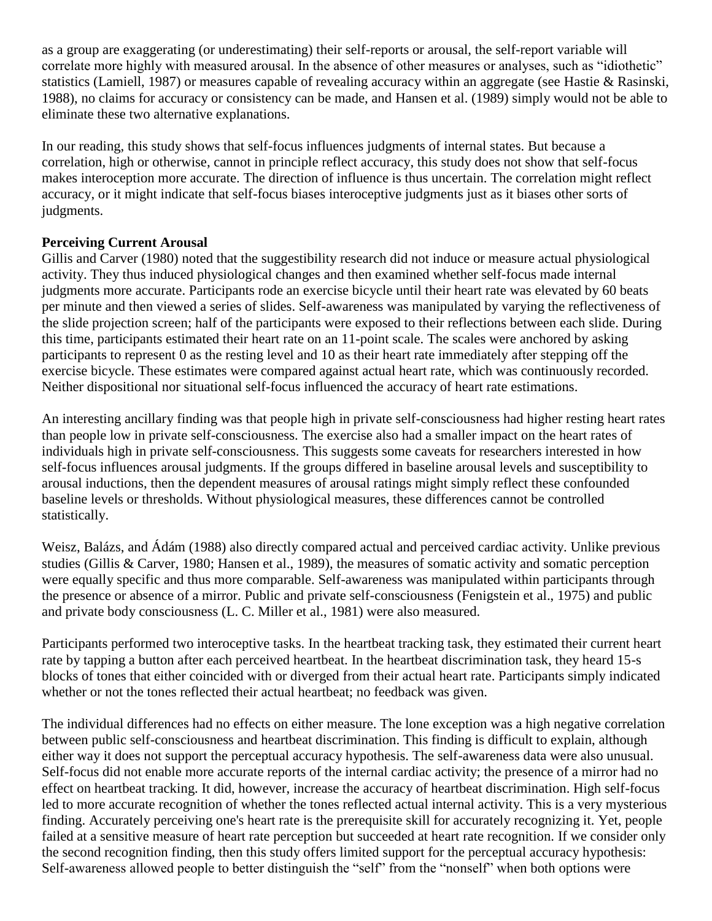as a group are exaggerating (or underestimating) their self-reports or arousal, the self-report variable will correlate more highly with measured arousal. In the absence of other measures or analyses, such as "idiothetic" statistics (Lamiell, 1987) or measures capable of revealing accuracy within an aggregate (see Hastie & Rasinski, 1988), no claims for accuracy or consistency can be made, and Hansen et al. (1989) simply would not be able to eliminate these two alternative explanations.

In our reading, this study shows that self-focus influences judgments of internal states. But because a correlation, high or otherwise, cannot in principle reflect accuracy, this study does not show that self-focus makes interoception more accurate. The direction of influence is thus uncertain. The correlation might reflect accuracy, or it might indicate that self-focus biases interoceptive judgments just as it biases other sorts of judgments.

**Perceiving Current Arousal**

Gillis and Carver (1980) noted that the suggestibility research did not induce or measure actual physiological activity. They thus induced physiological changes and then examined whether self-focus made internal judgments more accurate. Participants rode an exercise bicycle until their heart rate was elevated by 60 beats per minute and then viewed a series of slides. Self-awareness was manipulated by varying the reflectiveness of the slide projection screen; half of the participants were exposed to their reflections between each slide. During this time, participants estimated their heart rate on an 11-point scale. The scales were anchored by asking participants to represent 0 as the resting level and 10 as their heart rate immediately after stepping off the exercise bicycle. These estimates were compared against actual heart rate, which was continuously recorded. Neither dispositional nor situational self-focus influenced the accuracy of heart rate estimations.

An interesting ancillary finding was that people high in private self-consciousness had higher resting heart rates than people low in private self-consciousness. The exercise also had a smaller impact on the heart rates of individuals high in private self-consciousness. This suggests some caveats for researchers interested in how self-focus influences arousal judgments. If the groups differed in baseline arousal levels and susceptibility to arousal inductions, then the dependent measures of arousal ratings might simply reflect these confounded baseline levels or thresholds. Without physiological measures, these differences cannot be controlled statistically.

Weisz, Balázs, and Ádám (1988) also directly compared actual and perceived cardiac activity. Unlike previous studies (Gillis & Carver, 1980; Hansen et al., 1989), the measures of somatic activity and somatic perception were equally specific and thus more comparable. Self-awareness was manipulated within participants through the presence or absence of a mirror. Public and private self-consciousness (Fenigstein et al., 1975) and public and private body consciousness (L. C. Miller et al., 1981) were also measured.

Participants performed two interoceptive tasks. In the heartbeat tracking task, they estimated their current heart rate by tapping a button after each perceived heartbeat. In the heartbeat discrimination task, they heard 15-s blocks of tones that either coincided with or diverged from their actual heart rate. Participants simply indicated whether or not the tones reflected their actual heartbeat; no feedback was given.

The individual differences had no effects on either measure. The lone exception was a high negative correlation between public self-consciousness and heartbeat discrimination. This finding is difficult to explain, although either way it does not support the perceptual accuracy hypothesis. The self-awareness data were also unusual. Self-focus did not enable more accurate reports of the internal cardiac activity; the presence of a mirror had no effect on heartbeat tracking. It did, however, increase the accuracy of heartbeat discrimination. High self-focus led to more accurate recognition of whether the tones reflected actual internal activity. This is a very mysterious finding. Accurately perceiving one's heart rate is the prerequisite skill for accurately recognizing it. Yet, people failed at a sensitive measure of heart rate perception but succeeded at heart rate recognition. If we consider only the second recognition finding, then this study offers limited support for the perceptual accuracy hypothesis: Self-awareness allowed people to better distinguish the "self" from the "nonself" when both options were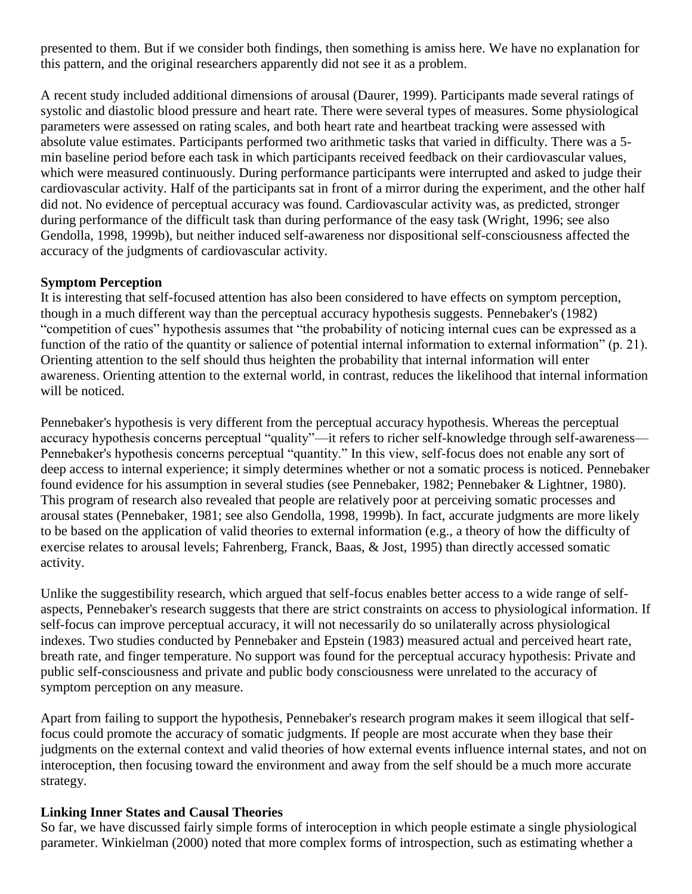presented to them. But if we consider both findings, then something is amiss here. We have no explanation for this pattern, and the original researchers apparently did not see it as a problem.

A recent study included additional dimensions of arousal (Daurer, 1999). Participants made several ratings of systolic and diastolic blood pressure and heart rate. There were several types of measures. Some physiological parameters were assessed on rating scales, and both heart rate and heartbeat tracking were assessed with absolute value estimates. Participants performed two arithmetic tasks that varied in difficulty. There was a 5-min baseline period before each task in which participants received feedback on their cardiovascular values, which were measured continuously. During performance participants were interrupted and asked to judge their cardiovascular activity. Half of the participants sat in front of a mirror during the experiment, and the other half did not. No evidence of perceptual accuracy was found. Cardiovascular activity was, as predicted, stronger during performance of the difficult task than during performance of the easy task (Wright, 1996; see also Gendolla, 1998, 1999b), but neither induced self-awareness nor dispositional self-consciousness affected the accuracy of the judgments of cardiovascular activity.

**Symptom Perception**

It is interesting that self-focused attention has also been considered to have effects on symptom perception, though in a much different way than the perceptual accuracy hypothesis suggests. Pennebaker's (1982) "competition of cues" hypothesis assumes that "the probability of noticing internal cues can be expressed as a function of the ratio of the quantity or salience of potential internal information to external information" (p. 21). Orienting attention to the self should thus heighten the probability that internal information will enter awareness. Orienting attention to the external world, in contrast, reduces the likelihood that internal information will be noticed.

Pennebaker's hypothesis is very different from the perceptual accuracy hypothesis. Whereas the perceptual accuracy hypothesis concerns perceptual "quality"—it refers to richer self-knowledge through self-awareness—Pennebaker's hypothesis concerns perceptual "quantity." In this view, self-focus does not enable any sort of deep access to internal experience; it simply determines whether or not a somatic process is noticed. Pennebaker found evidence for his assumption in several studies (see Pennebaker, 1982; Pennebaker & Lightner, 1980). This program of research also revealed that people are relatively poor at perceiving somatic processes and arousal states (Pennebaker, 1981; see also Gendolla, 1998, 1999b). In fact, accurate judgments are more likely to be based on the application of valid theories to external information (e.g., a theory of how the difficulty of exercise relates to arousal levels; Fahrenberg, Franck, Baas, & Jost, 1995) than directly accessed somatic activity.

Unlike the suggestibility research, which argued that self-focus enables better access to a wide range of self-aspects, Pennebaker's research suggests that there are strict constraints on access to physiological information. If self-focus can improve perceptual accuracy, it will not necessarily do so unilaterally across physiological indexes. Two studies conducted by Pennebaker and Epstein (1983) measured actual and perceived heart rate, breath rate, and finger temperature. No support was found for the perceptual accuracy hypothesis: Private and public self-consciousness and private and public body consciousness were unrelated to the accuracy of symptom perception on any measure.

Apart from failing to support the hypothesis, Pennebaker's research program makes it seem illogical that self-focus could promote the accuracy of somatic judgments. If people are most accurate when they base their judgments on the external context and valid theories of how external events influence internal states, and not on interoception, then focusing toward the environment and away from the self should be a much more accurate strategy.

**Linking Inner States and Causal Theories**

So far, we have discussed fairly simple forms of interoception in which people estimate a single physiological parameter. Winkielman (2000) noted that more complex forms of introspection, such as estimating whether a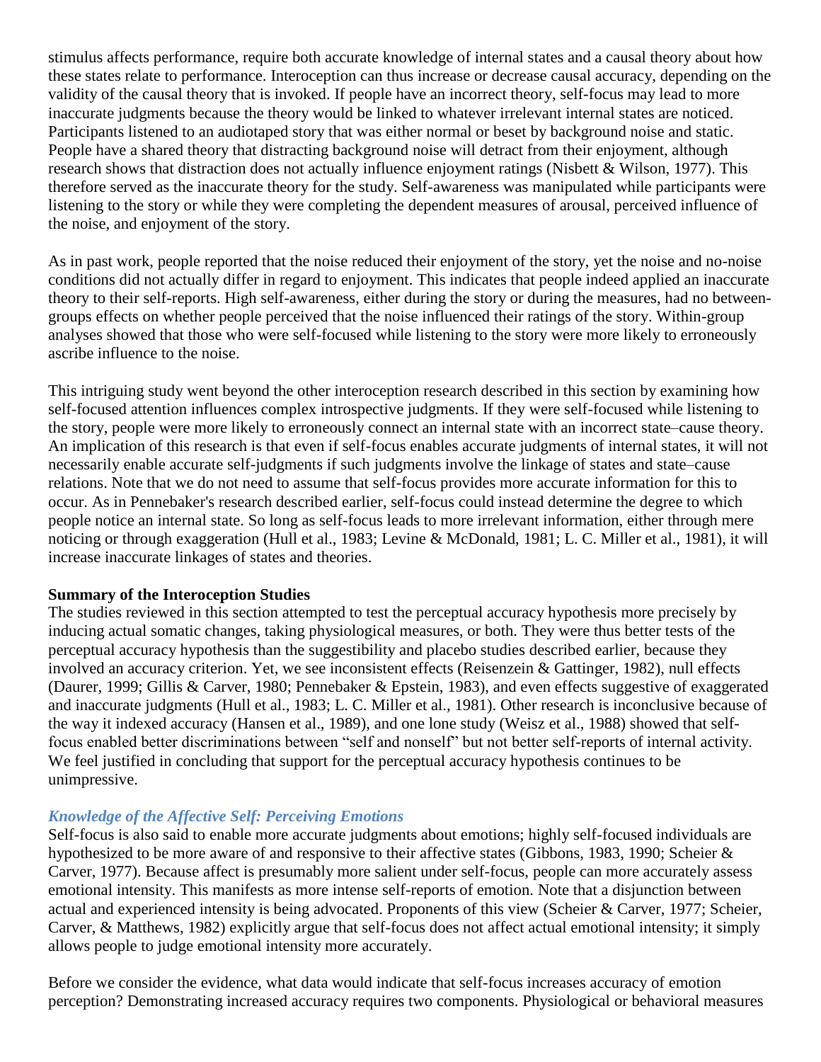stimulus affects performance, require both accurate knowledge of internal states and a causal theory about how these states relate to performance. Interoception can thus increase or decrease causal accuracy, depending on the validity of the causal theory that is invoked. If people have an incorrect theory, self-focus may lead to more inaccurate judgments because the theory would be linked to whatever irrelevant internal states are noticed. Participants listened to an audiotaped story that was either normal or beset by background noise and static. People have a shared theory that distracting background noise will detract from their enjoyment, although research shows that distraction does not actually influence enjoyment ratings (Nisbett & Wilson, 1977). This therefore served as the inaccurate theory for the study. Self-awareness was manipulated while participants were listening to the story or while they were completing the dependent measures of arousal, perceived influence of the noise, and enjoyment of the story.

As in past work, people reported that the noise reduced their enjoyment of the story, yet the noise and no-noise conditions did not actually differ in regard to enjoyment. This indicates that people indeed applied an inaccurate theory to their self-reports. High self-awareness, either during the story or during the measures, had no between-groups effects on whether people perceived that the noise influenced their ratings of the story. Within-group analyses showed that those who were self-focused while listening to the story were more likely to erroneously ascribe influence to the noise.

This intriguing study went beyond the other interoception research described in this section by examining how self-focused attention influences complex introspective judgments. If they were self-focused while listening to the story, people were more likely to erroneously connect an internal state with an incorrect state–cause theory. An implication of this research is that even if self-focus enables accurate judgments of internal states, it will not necessarily enable accurate self-judgments if such judgments involve the linkage of states and state–cause relations. Note that we do not need to assume that self-focus provides more accurate information for this to occur. As in Pennebaker's research described earlier, self-focus could instead determine the degree to which people notice an internal state. So long as self-focus leads to more irrelevant information, either through mere noticing or through exaggeration (Hull et al., 1983; Levine & McDonald, 1981; L. C. Miller et al., 1981), it will increase inaccurate linkages of states and theories.

**Summary of the Interoception Studies**

The studies reviewed in this section attempted to test the perceptual accuracy hypothesis more precisely by inducing actual somatic changes, taking physiological measures, or both. They were thus better tests of the perceptual accuracy hypothesis than the suggestibility and placebo studies described earlier, because they involved an accuracy criterion. Yet, we see inconsistent effects (Reisenzein & Gattinger, 1982), null effects (Daurer, 1999; Gillis & Carver, 1980; Pennebaker & Epstein, 1983), and even effects suggestive of exaggerated and inaccurate judgments (Hull et al., 1983; L. C. Miller et al., 1981). Other research is inconclusive because of the way it indexed accuracy (Hansen et al., 1989), and one lone study (Weisz et al., 1988) showed that self-focus enabled better discriminations between "self and nonself" but not better self-reports of internal activity. We feel justified in concluding that support for the perceptual accuracy hypothesis continues to be unimpressive.

### *Knowledge of the Affective Self: Perceiving Emotions*

Self-focus is also said to enable more accurate judgments about emotions; highly self-focused individuals are hypothesized to be more aware of and responsive to their affective states (Gibbons, 1983, 1990; Scheier & Carver, 1977). Because affect is presumably more salient under self-focus, people can more accurately assess emotional intensity. This manifests as more intense self-reports of emotion. Note that a disjunction between actual and experienced intensity is being advocated. Proponents of this view (Scheier & Carver, 1977; Scheier, Carver, & Matthews, 1982) explicitly argue that self-focus does not affect actual emotional intensity; it simply allows people to judge emotional intensity more accurately.

Before we consider the evidence, what data would indicate that self-focus increases accuracy of emotion perception? Demonstrating increased accuracy requires two components. Physiological or behavioral measures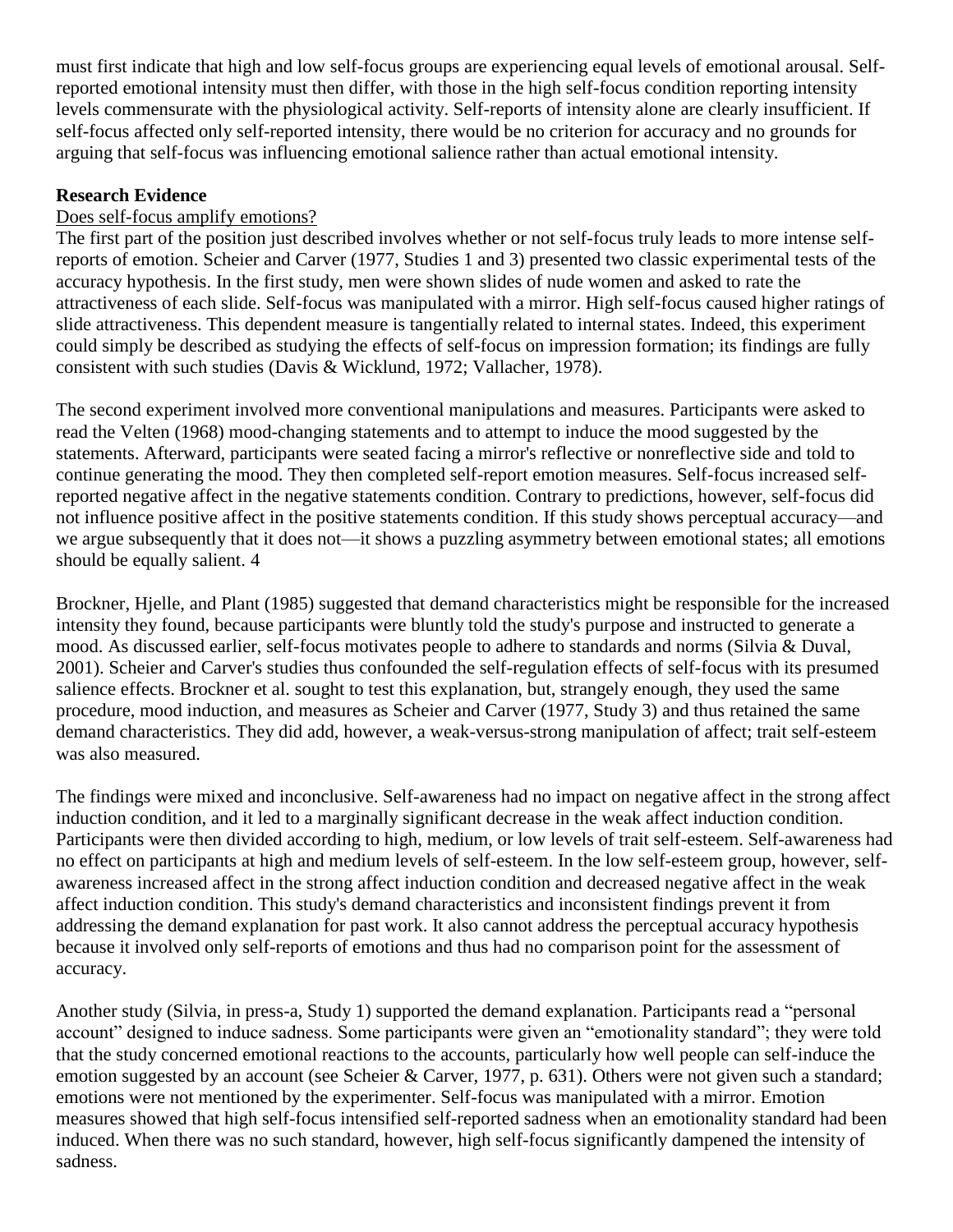must first indicate that high and low self-focus groups are experiencing equal levels of emotional arousal. Self-reported emotional intensity must then differ, with those in the high self-focus condition reporting intensity levels commensurate with the physiological activity. Self-reports of intensity alone are clearly insufficient. If self-focus affected only self-reported intensity, there would be no criterion for accuracy and no grounds for arguing that self-focus was influencing emotional salience rather than actual emotional intensity.

**Research Evidence**

Does self-focus amplify emotions?

The first part of the position just described involves whether or not self-focus truly leads to more intense self-reports of emotion. Scheier and Carver (1977, Studies 1 and 3) presented two classic experimental tests of the accuracy hypothesis. In the first study, men were shown slides of nude women and asked to rate the attractiveness of each slide. Self-focus was manipulated with a mirror. High self-focus caused higher ratings of slide attractiveness. This dependent measure is tangentially related to internal states. Indeed, this experiment could simply be described as studying the effects of self-focus on impression formation; its findings are fully consistent with such studies (Davis & Wicklund, 1972; Vallacher, 1978).

The second experiment involved more conventional manipulations and measures. Participants were asked to read the Velten (1968) mood-changing statements and to attempt to induce the mood suggested by the statements. Afterward, participants were seated facing a mirror's reflective or nonreflective side and told to continue generating the mood. They then completed self-report emotion measures. Self-focus increased self-reported negative affect in the negative statements condition. Contrary to predictions, however, self-focus did not influence positive affect in the positive statements condition. If this study shows perceptual accuracy—and we argue subsequently that it does not—it shows a puzzling asymmetry between emotional states; all emotions should be equally salient. 4

Brockner, Hjelle, and Plant (1985) suggested that demand characteristics might be responsible for the increased intensity they found, because participants were bluntly told the study's purpose and instructed to generate a mood. As discussed earlier, self-focus motivates people to adhere to standards and norms (Silvia & Duval, 2001). Scheier and Carver's studies thus confounded the self-regulation effects of self-focus with its presumed salience effects. Brockner et al. sought to test this explanation, but, strangely enough, they used the same procedure, mood induction, and measures as Scheier and Carver (1977, Study 3) and thus retained the same demand characteristics. They did add, however, a weak-versus-strong manipulation of affect; trait self-esteem was also measured.

The findings were mixed and inconclusive. Self-awareness had no impact on negative affect in the strong affect induction condition, and it led to a marginally significant decrease in the weak affect induction condition. Participants were then divided according to high, medium, or low levels of trait self-esteem. Self-awareness had no effect on participants at high and medium levels of self-esteem. In the low self-esteem group, however, self-awareness increased affect in the strong affect induction condition and decreased negative affect in the weak affect induction condition. This study's demand characteristics and inconsistent findings prevent it from addressing the demand explanation for past work. It also cannot address the perceptual accuracy hypothesis because it involved only self-reports of emotions and thus had no comparison point for the assessment of accuracy.

Another study (Silvia, in press-a, Study 1) supported the demand explanation. Participants read a "personal account" designed to induce sadness. Some participants were given an "emotionality standard"; they were told that the study concerned emotional reactions to the accounts, particularly how well people can self-induce the emotion suggested by an account (see Scheier & Carver, 1977, p. 631). Others were not given such a standard; emotions were not mentioned by the experimenter. Self-focus was manipulated with a mirror. Emotion measures showed that high self-focus intensified self-reported sadness when an emotionality standard had been induced. When there was no such standard, however, high self-focus significantly dampened the intensity of sadness.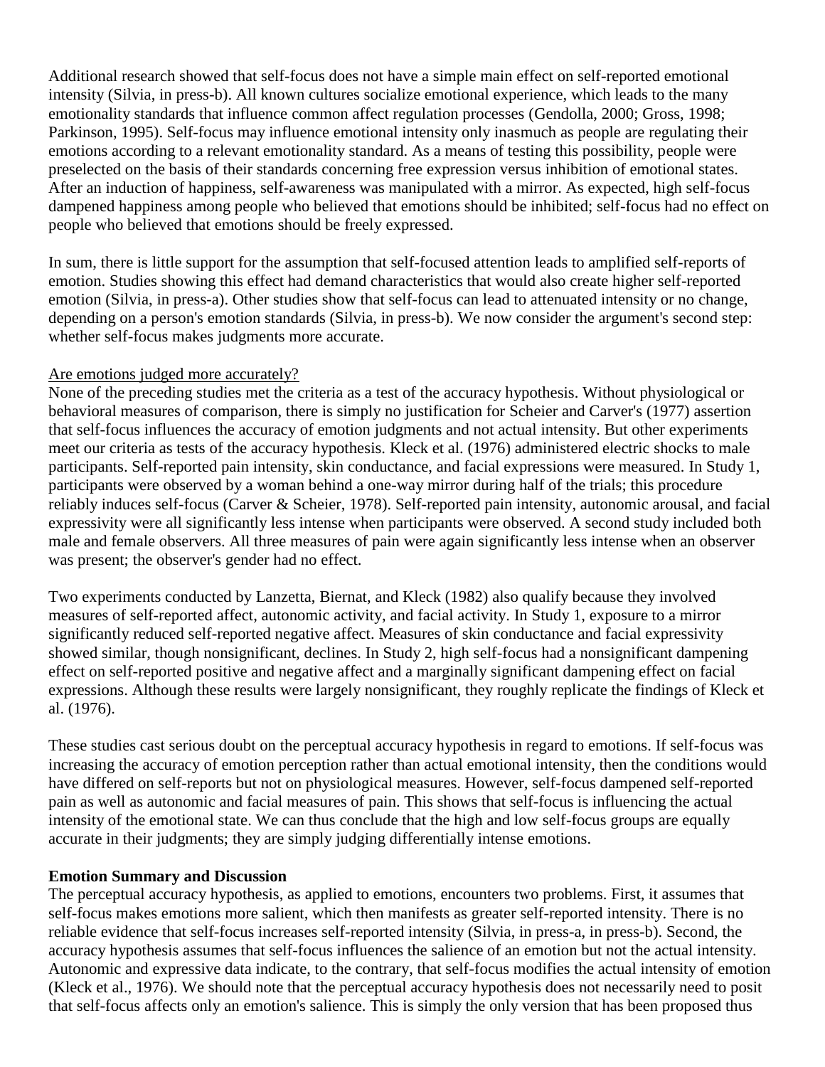Additional research showed that self-focus does not have a simple main effect on self-reported emotional intensity (Silvia, in press-b). All known cultures socialize emotional experience, which leads to the many emotionality standards that influence common affect regulation processes (Gendolla, 2000; Gross, 1998; Parkinson, 1995). Self-focus may influence emotional intensity only inasmuch as people are regulating their emotions according to a relevant emotionality standard. As a means of testing this possibility, people were preselected on the basis of their standards concerning free expression versus inhibition of emotional states. After an induction of happiness, self-awareness was manipulated with a mirror. As expected, high self-focus dampened happiness among people who believed that emotions should be inhibited; self-focus had no effect on people who believed that emotions should be freely expressed.

In sum, there is little support for the assumption that self-focused attention leads to amplified self-reports of emotion. Studies showing this effect had demand characteristics that would also create higher self-reported emotion (Silvia, in press-a). Other studies show that self-focus can lead to attenuated intensity or no change, depending on a person's emotion standards (Silvia, in press-b). We now consider the argument's second step: whether self-focus makes judgments more accurate.

Are emotions judged more accurately?

None of the preceding studies met the criteria as a test of the accuracy hypothesis. Without physiological or behavioral measures of comparison, there is simply no justification for Scheier and Carver's (1977) assertion that self-focus influences the accuracy of emotion judgments and not actual intensity. But other experiments meet our criteria as tests of the accuracy hypothesis. Kleck et al. (1976) administered electric shocks to male participants. Self-reported pain intensity, skin conductance, and facial expressions were measured. In Study 1, participants were observed by a woman behind a one-way mirror during half of the trials; this procedure reliably induces self-focus (Carver & Scheier, 1978). Self-reported pain intensity, autonomic arousal, and facial expressivity were all significantly less intense when participants were observed. A second study included both male and female observers. All three measures of pain were again significantly less intense when an observer was present; the observer's gender had no effect.

Two experiments conducted by Lanzetta, Biernat, and Kleck (1982) also qualify because they involved measures of self-reported affect, autonomic activity, and facial activity. In Study 1, exposure to a mirror significantly reduced self-reported negative affect. Measures of skin conductance and facial expressivity showed similar, though nonsignificant, declines. In Study 2, high self-focus had a nonsignificant dampening effect on self-reported positive and negative affect and a marginally significant dampening effect on facial expressions. Although these results were largely nonsignificant, they roughly replicate the findings of Kleck et al. (1976).

These studies cast serious doubt on the perceptual accuracy hypothesis in regard to emotions. If self-focus was increasing the accuracy of emotion perception rather than actual emotional intensity, then the conditions would have differed on self-reports but not on physiological measures. However, self-focus dampened self-reported pain as well as autonomic and facial measures of pain. This shows that self-focus is influencing the actual intensity of the emotional state. We can thus conclude that the high and low self-focus groups are equally accurate in their judgments; they are simply judging differentially intense emotions.

**Emotion Summary and Discussion**

The perceptual accuracy hypothesis, as applied to emotions, encounters two problems. First, it assumes that self-focus makes emotions more salient, which then manifests as greater self-reported intensity. There is no reliable evidence that self-focus increases self-reported intensity (Silvia, in press-a, in press-b). Second, the accuracy hypothesis assumes that self-focus influences the salience of an emotion but not the actual intensity. Autonomic and expressive data indicate, to the contrary, that self-focus modifies the actual intensity of emotion (Kleck et al., 1976). We should note that the perceptual accuracy hypothesis does not necessarily need to posit that self-focus affects only an emotion's salience. This is simply the only version that has been proposed thus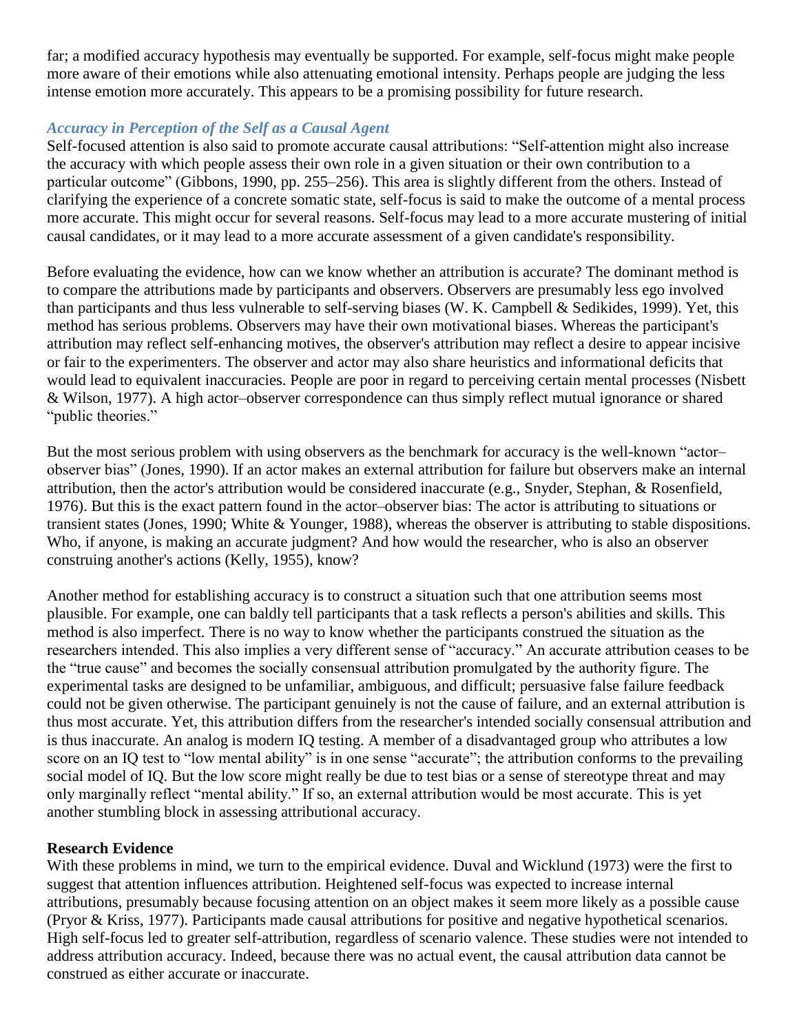far; a modified accuracy hypothesis may eventually be supported. For example, self-focus might make people more aware of their emotions while also attenuating emotional intensity. Perhaps people are judging the less intense emotion more accurately. This appears to be a promising possibility for future research.

### *Accuracy in Perception of the Self as a Causal Agent*

Self-focused attention is also said to promote accurate causal attributions: "Self-attention might also increase the accuracy with which people assess their own role in a given situation or their own contribution to a particular outcome" (Gibbons, 1990, pp. 255–256). This area is slightly different from the others. Instead of clarifying the experience of a concrete somatic state, self-focus is said to make the outcome of a mental process more accurate. This might occur for several reasons. Self-focus may lead to a more accurate mustering of initial causal candidates, or it may lead to a more accurate assessment of a given candidate's responsibility.

Before evaluating the evidence, how can we know whether an attribution is accurate? The dominant method is to compare the attributions made by participants and observers. Observers are presumably less ego involved than participants and thus less vulnerable to self-serving biases (W. K. Campbell & Sedikides, 1999). Yet, this method has serious problems. Observers may have their own motivational biases. Whereas the participant's attribution may reflect self-enhancing motives, the observer's attribution may reflect a desire to appear incisive or fair to the experimenters. The observer and actor may also share heuristics and informational deficits that would lead to equivalent inaccuracies. People are poor in regard to perceiving certain mental processes (Nisbett & Wilson, 1977). A high actor–observer correspondence can thus simply reflect mutual ignorance or shared "public theories."

But the most serious problem with using observers as the benchmark for accuracy is the well-known "actor–observer bias" (Jones, 1990). If an actor makes an external attribution for failure but observers make an internal attribution, then the actor's attribution would be considered inaccurate (e.g., Snyder, Stephan, & Rosenfield, 1976). But this is the exact pattern found in the actor–observer bias: The actor is attributing to situations or transient states (Jones, 1990; White & Younger, 1988), whereas the observer is attributing to stable dispositions. Who, if anyone, is making an accurate judgment? And how would the researcher, who is also an observer construing another's actions (Kelly, 1955), know?

Another method for establishing accuracy is to construct a situation such that one attribution seems most plausible. For example, one can baldly tell participants that a task reflects a person's abilities and skills. This method is also imperfect. There is no way to know whether the participants construed the situation as the researchers intended. This also implies a very different sense of "accuracy." An accurate attribution ceases to be the "true cause" and becomes the socially consensual attribution promulgated by the authority figure. The experimental tasks are designed to be unfamiliar, ambiguous, and difficult; persuasive false failure feedback could not be given otherwise. The participant genuinely is not the cause of failure, and an external attribution is thus most accurate. Yet, this attribution differs from the researcher's intended socially consensual attribution and is thus inaccurate. An analog is modern IQ testing. A member of a disadvantaged group who attributes a low score on an IQ test to "low mental ability" is in one sense "accurate"; the attribution conforms to the prevailing social model of IQ. But the low score might really be due to test bias or a sense of stereotype threat and may only marginally reflect "mental ability." If so, an external attribution would be most accurate. This is yet another stumbling block in assessing attributional accuracy.

#### Research Evidence

With these problems in mind, we turn to the empirical evidence. Duval and Wicklund (1973) were the first to suggest that attention influences attribution. Heightened self-focus was expected to increase internal attributions, presumably because focusing attention on an object makes it seem more likely as a possible cause (Pryor & Kriss, 1977). Participants made causal attributions for positive and negative hypothetical scenarios. High self-focus led to greater self-attribution, regardless of scenario valence. These studies were not intended to address attribution accuracy. Indeed, because there was no actual event, the causal attribution data cannot be construed as either accurate or inaccurate.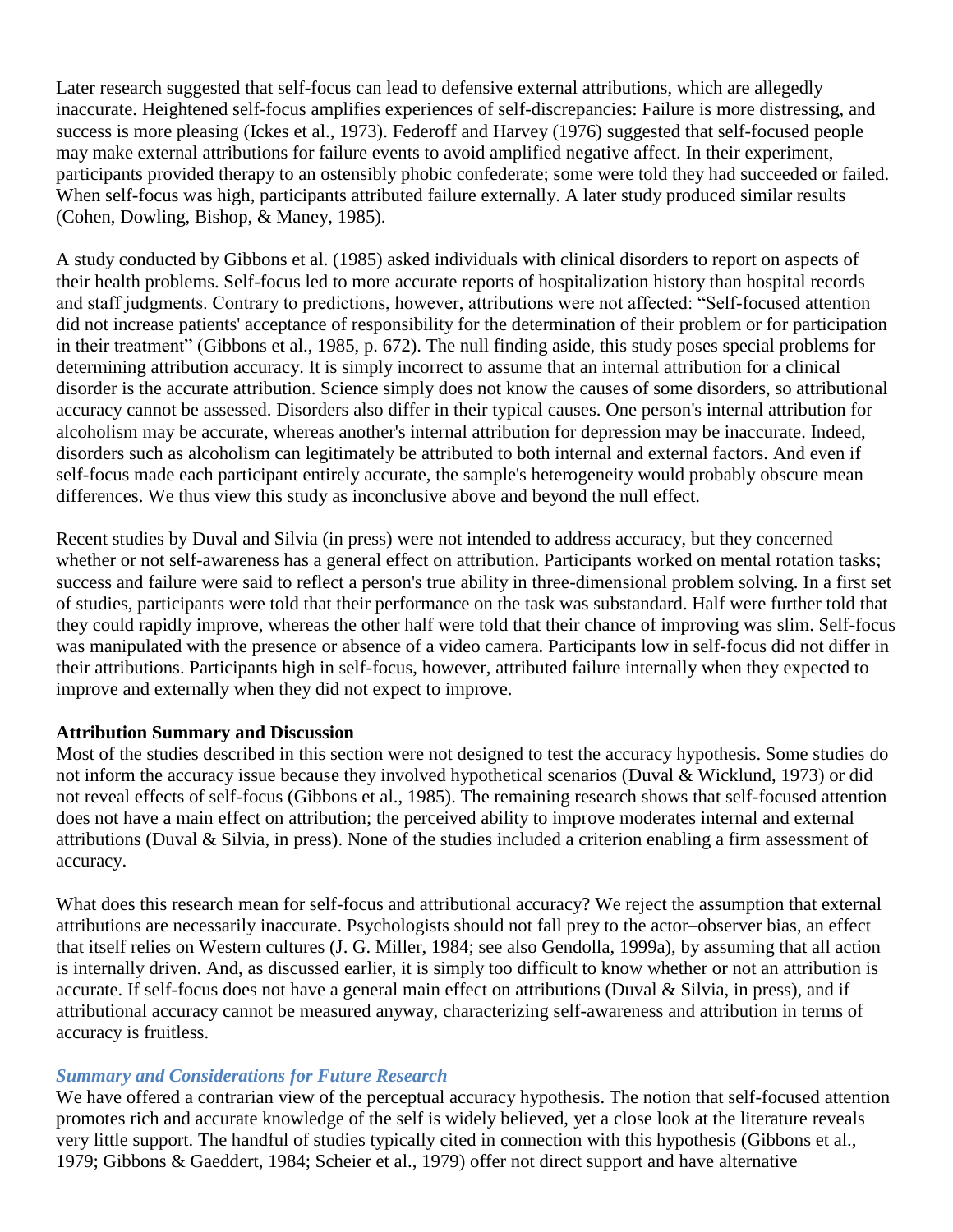Later research suggested that self-focus can lead to defensive external attributions, which are allegedly inaccurate. Heightened self-focus amplifies experiences of self-discrepancies: Failure is more distressing, and success is more pleasing (Ickes et al., 1973). Federoff and Harvey (1976) suggested that self-focused people may make external attributions for failure events to avoid amplified negative affect. In their experiment, participants provided therapy to an ostensibly phobic confederate; some were told they had succeeded or failed. When self-focus was high, participants attributed failure externally. A later study produced similar results (Cohen, Dowling, Bishop, & Maney, 1985).

A study conducted by Gibbons et al. (1985) asked individuals with clinical disorders to report on aspects of their health problems. Self-focus led to more accurate reports of hospitalization history than hospital records and staff judgments. Contrary to predictions, however, attributions were not affected: "Self-focused attention did not increase patients' acceptance of responsibility for the determination of their problem or for participation in their treatment" (Gibbons et al., 1985, p. 672). The null finding aside, this study poses special problems for determining attribution accuracy. It is simply incorrect to assume that an internal attribution for a clinical disorder is the accurate attribution. Science simply does not know the causes of some disorders, so attributional accuracy cannot be assessed. Disorders also differ in their typical causes. One person's internal attribution for alcoholism may be accurate, whereas another's internal attribution for depression may be inaccurate. Indeed, disorders such as alcoholism can legitimately be attributed to both internal and external factors. And even if self-focus made each participant entirely accurate, the sample's heterogeneity would probably obscure mean differences. We thus view this study as inconclusive above and beyond the null effect.

Recent studies by Duval and Silvia (in press) were not intended to address accuracy, but they concerned whether or not self-awareness has a general effect on attribution. Participants worked on mental rotation tasks; success and failure were said to reflect a person's true ability in three-dimensional problem solving. In a first set of studies, participants were told that their performance on the task was substandard. Half were further told that they could rapidly improve, whereas the other half were told that their chance of improving was slim. Self-focus was manipulated with the presence or absence of a video camera. Participants low in self-focus did not differ in their attributions. Participants high in self-focus, however, attributed failure internally when they expected to improve and externally when they did not expect to improve.

**Attribution Summary and Discussion**

Most of the studies described in this section were not designed to test the accuracy hypothesis. Some studies do not inform the accuracy issue because they involved hypothetical scenarios (Duval & Wicklund, 1973) or did not reveal effects of self-focus (Gibbons et al., 1985). The remaining research shows that self-focused attention does not have a main effect on attribution; the perceived ability to improve moderates internal and external attributions (Duval & Silvia, in press). None of the studies included a criterion enabling a firm assessment of accuracy.

What does this research mean for self-focus and attributional accuracy? We reject the assumption that external attributions are necessarily inaccurate. Psychologists should not fall prey to the actor–observer bias, an effect that itself relies on Western cultures (J. G. Miller, 1984; see also Gendolla, 1999a), by assuming that all action is internally driven. And, as discussed earlier, it is simply too difficult to know whether or not an attribution is accurate. If self-focus does not have a general main effect on attributions (Duval & Silvia, in press), and if attributional accuracy cannot be measured anyway, characterizing self-awareness and attribution in terms of accuracy is fruitless.

### *Summary and Considerations for Future Research*

We have offered a contrarian view of the perceptual accuracy hypothesis. The notion that self-focused attention promotes rich and accurate knowledge of the self is widely believed, yet a close look at the literature reveals very little support. The handful of studies typically cited in connection with this hypothesis (Gibbons et al., 1979; Gibbons & Gaeddert, 1984; Scheier et al., 1979) offer not direct support and have alternative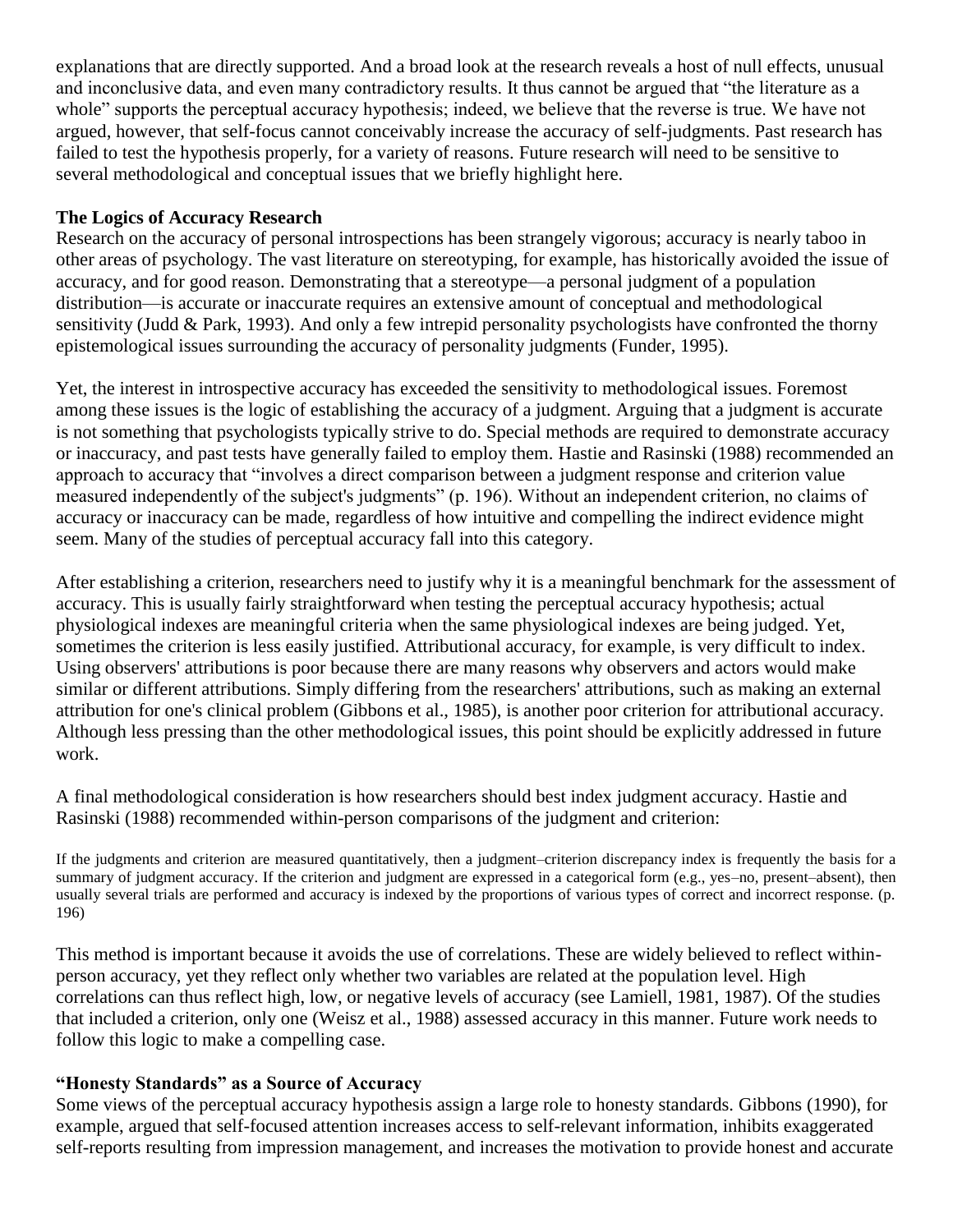explanations that are directly supported. And a broad look at the research reveals a host of null effects, unusual and inconclusive data, and even many contradictory results. It thus cannot be argued that "the literature as a whole" supports the perceptual accuracy hypothesis; indeed, we believe that the reverse is true. We have not argued, however, that self-focus cannot conceivably increase the accuracy of self-judgments. Past research has failed to test the hypothesis properly, for a variety of reasons. Future research will need to be sensitive to several methodological and conceptual issues that we briefly highlight here.

### The Logics of Accuracy Research

Research on the accuracy of personal introspections has been strangely vigorous; accuracy is nearly taboo in other areas of psychology. The vast literature on stereotyping, for example, has historically avoided the issue of accuracy, and for good reason. Demonstrating that a stereotype—a personal judgment of a population distribution—is accurate or inaccurate requires an extensive amount of conceptual and methodological sensitivity (Judd & Park, 1993). And only a few intrepid personality psychologists have confronted the thorny epistemological issues surrounding the accuracy of personality judgments (Funder, 1995).

Yet, the interest in introspective accuracy has exceeded the sensitivity to methodological issues. Foremost among these issues is the logic of establishing the accuracy of a judgment. Arguing that a judgment is accurate is not something that psychologists typically strive to do. Special methods are required to demonstrate accuracy or inaccuracy, and past tests have generally failed to employ them. Hastie and Rasinski (1988) recommended an approach to accuracy that "involves a direct comparison between a judgment response and criterion value measured independently of the subject's judgments" (p. 196). Without an independent criterion, no claims of accuracy or inaccuracy can be made, regardless of how intuitive and compelling the indirect evidence might seem. Many of the studies of perceptual accuracy fall into this category.

After establishing a criterion, researchers need to justify why it is a meaningful benchmark for the assessment of accuracy. This is usually fairly straightforward when testing the perceptual accuracy hypothesis; actual physiological indexes are meaningful criteria when the same physiological indexes are being judged. Yet, sometimes the criterion is less easily justified. Attributional accuracy, for example, is very difficult to index. Using observers' attributions is poor because there are many reasons why observers and actors would make similar or different attributions. Simply differing from the researchers' attributions, such as making an external attribution for one's clinical problem (Gibbons et al., 1985), is another poor criterion for attributional accuracy. Although less pressing than the other methodological issues, this point should be explicitly addressed in future work.

A final methodological consideration is how researchers should best index judgment accuracy. Hastie and Rasinski (1988) recommended within-person comparisons of the judgment and criterion:

> If the judgments and criterion are measured quantitatively, then a judgment–criterion discrepancy index is frequently the basis for a summary of judgment accuracy. If the criterion and judgment are expressed in a categorical form (e.g., yes–no, present–absent), then usually several trials are performed and accuracy is indexed by the proportions of various types of correct and incorrect response. (p. 196)

This method is important because it avoids the use of correlations. These are widely believed to reflect within-person accuracy, yet they reflect only whether two variables are related at the population level. High correlations can thus reflect high, low, or negative levels of accuracy (see Lamiell, 1981, 1987). Of the studies that included a criterion, only one (Weisz et al., 1988) assessed accuracy in this manner. Future work needs to follow this logic to make a compelling case.

### "Honesty Standards" as a Source of Accuracy

Some views of the perceptual accuracy hypothesis assign a large role to honesty standards. Gibbons (1990), for example, argued that self-focused attention increases access to self-relevant information, inhibits exaggerated self-reports resulting from impression management, and increases the motivation to provide honest and accurate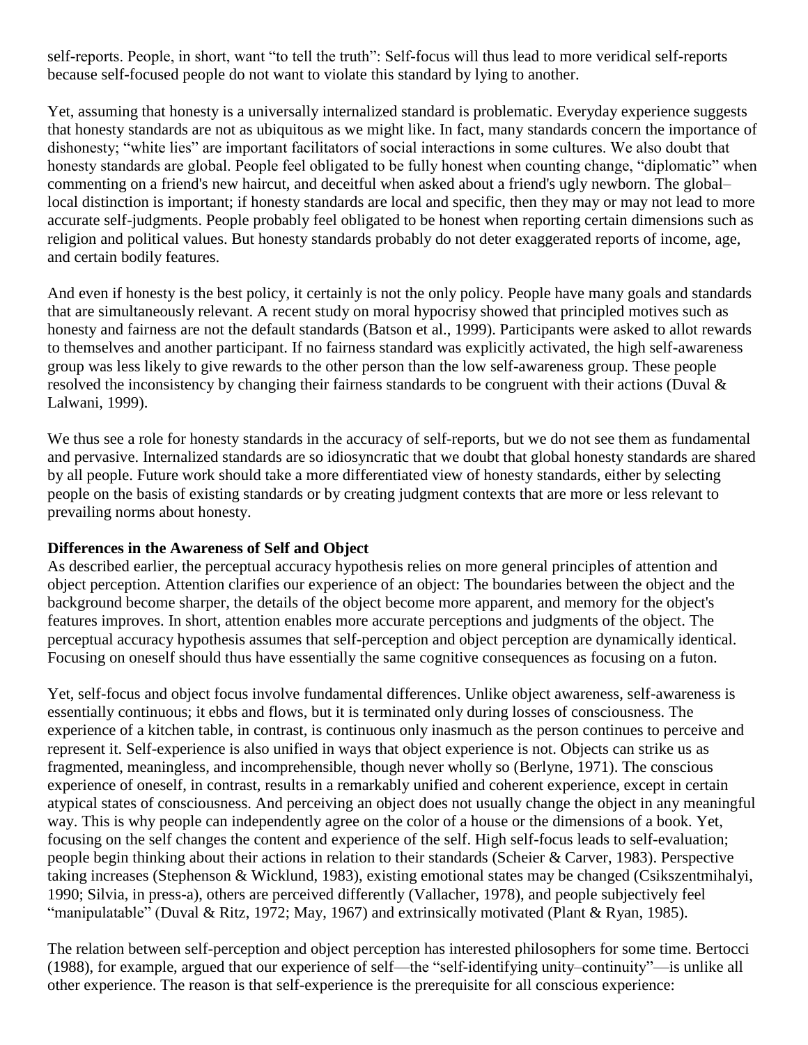self-reports. People, in short, want "to tell the truth": Self-focus will thus lead to more veridical self-reports because self-focused people do not want to violate this standard by lying to another.

Yet, assuming that honesty is a universally internalized standard is problematic. Everyday experience suggests that honesty standards are not as ubiquitous as we might like. In fact, many standards concern the importance of dishonesty; "white lies" are important facilitators of social interactions in some cultures. We also doubt that honesty standards are global. People feel obligated to be fully honest when counting change, "diplomatic" when commenting on a friend's new haircut, and deceitful when asked about a friend's ugly newborn. The global–local distinction is important; if honesty standards are local and specific, then they may or may not lead to more accurate self-judgments. People probably feel obligated to be honest when reporting certain dimensions such as religion and political values. But honesty standards probably do not deter exaggerated reports of income, age, and certain bodily features.

And even if honesty is the best policy, it certainly is not the only policy. People have many goals and standards that are simultaneously relevant. A recent study on moral hypocrisy showed that principled motives such as honesty and fairness are not the default standards (Batson et al., 1999). Participants were asked to allot rewards to themselves and another participant. If no fairness standard was explicitly activated, the high self-awareness group was less likely to give rewards to the other person than the low self-awareness group. These people resolved the inconsistency by changing their fairness standards to be congruent with their actions (Duval & Lalwani, 1999).

We thus see a role for honesty standards in the accuracy of self-reports, but we do not see them as fundamental and pervasive. Internalized standards are so idiosyncratic that we doubt that global honesty standards are shared by all people. Future work should take a more differentiated view of honesty standards, either by selecting people on the basis of existing standards or by creating judgment contexts that are more or less relevant to prevailing norms about honesty.

**Differences in the Awareness of Self and Object**

As described earlier, the perceptual accuracy hypothesis relies on more general principles of attention and object perception. Attention clarifies our experience of an object: The boundaries between the object and the background become sharper, the details of the object become more apparent, and memory for the object's features improves. In short, attention enables more accurate perceptions and judgments of the object. The perceptual accuracy hypothesis assumes that self-perception and object perception are dynamically identical. Focusing on oneself should thus have essentially the same cognitive consequences as focusing on a futon.

Yet, self-focus and object focus involve fundamental differences. Unlike object awareness, self-awareness is essentially continuous; it ebbs and flows, but it is terminated only during losses of consciousness. The experience of a kitchen table, in contrast, is continuous only inasmuch as the person continues to perceive and represent it. Self-experience is also unified in ways that object experience is not. Objects can strike us as fragmented, meaningless, and incomprehensible, though never wholly so (Berlyne, 1971). The conscious experience of oneself, in contrast, results in a remarkably unified and coherent experience, except in certain atypical states of consciousness. And perceiving an object does not usually change the object in any meaningful way. This is why people can independently agree on the color of a house or the dimensions of a book. Yet, focusing on the self changes the content and experience of the self. High self-focus leads to self-evaluation; people begin thinking about their actions in relation to their standards (Scheier & Carver, 1983). Perspective taking increases (Stephenson & Wicklund, 1983), existing emotional states may be changed (Csikszentmihalyi, 1990; Silvia, in press-a), others are perceived differently (Vallacher, 1978), and people subjectively feel "manipulatable" (Duval & Ritz, 1972; May, 1967) and extrinsically motivated (Plant & Ryan, 1985).

The relation between self-perception and object perception has interested philosophers for some time. Bertocci (1988), for example, argued that our experience of self—the "self-identifying unity–continuity"—is unlike all other experience. The reason is that self-experience is the prerequisite for all conscious experience: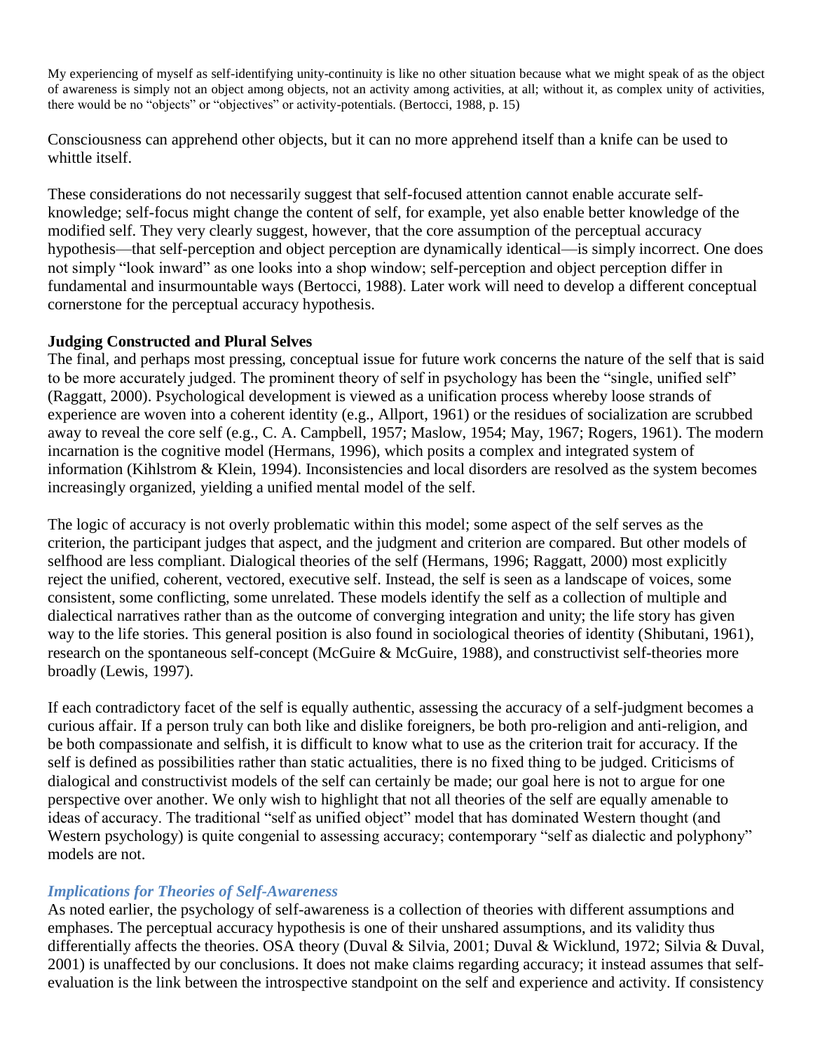> My experiencing of myself as self-identifying unity-continuity is like no other situation because what we might speak of as the object of awareness is simply not an object among objects, not an activity among activities, at all; without it, as complex unity of activities, there would be no "objects" or "objectives" or activity-potentials. (Bertocci, 1988, p. 15)

Consciousness can apprehend other objects, but it can no more apprehend itself than a knife can be used to whittle itself.

These considerations do not necessarily suggest that self-focused attention cannot enable accurate self-knowledge; self-focus might change the content of self, for example, yet also enable better knowledge of the modified self. They very clearly suggest, however, that the core assumption of the perceptual accuracy hypothesis—that self-perception and object perception are dynamically identical—is simply incorrect. One does not simply "look inward" as one looks into a shop window; self-perception and object perception differ in fundamental and insurmountable ways (Bertocci, 1988). Later work will need to develop a different conceptual cornerstone for the perceptual accuracy hypothesis.

**Judging Constructed and Plural Selves**

The final, and perhaps most pressing, conceptual issue for future work concerns the nature of the self that is said to be more accurately judged. The prominent theory of self in psychology has been the "single, unified self" (Raggatt, 2000). Psychological development is viewed as a unification process whereby loose strands of experience are woven into a coherent identity (e.g., Allport, 1961) or the residues of socialization are scrubbed away to reveal the core self (e.g., C. A. Campbell, 1957; Maslow, 1954; May, 1967; Rogers, 1961). The modern incarnation is the cognitive model (Hermans, 1996), which posits a complex and integrated system of information (Kihlstrom & Klein, 1994). Inconsistencies and local disorders are resolved as the system becomes increasingly organized, yielding a unified mental model of the self.

The logic of accuracy is not overly problematic within this model; some aspect of the self serves as the criterion, the participant judges that aspect, and the judgment and criterion are compared. But other models of selfhood are less compliant. Dialogical theories of the self (Hermans, 1996; Raggatt, 2000) most explicitly reject the unified, coherent, vectored, executive self. Instead, the self is seen as a landscape of voices, some consistent, some conflicting, some unrelated. These models identify the self as a collection of multiple and dialectical narratives rather than as the outcome of converging integration and unity; the life story has given way to the life stories. This general position is also found in sociological theories of identity (Shibutani, 1961), research on the spontaneous self-concept (McGuire & McGuire, 1988), and constructivist self-theories more broadly (Lewis, 1997).

If each contradictory facet of the self is equally authentic, assessing the accuracy of a self-judgment becomes a curious affair. If a person truly can both like and dislike foreigners, be both pro-religion and anti-religion, and be both compassionate and selfish, it is difficult to know what to use as the criterion trait for accuracy. If the self is defined as possibilities rather than static actualities, there is no fixed thing to be judged. Criticisms of dialogical and constructivist models of the self can certainly be made; our goal here is not to argue for one perspective over another. We only wish to highlight that not all theories of the self are equally amenable to ideas of accuracy. The traditional "self as unified object" model that has dominated Western thought (and Western psychology) is quite congenial to assessing accuracy; contemporary "self as dialectic and polyphony" models are not.

### *Implications for Theories of Self-Awareness*

As noted earlier, the psychology of self-awareness is a collection of theories with different assumptions and emphases. The perceptual accuracy hypothesis is one of their unshared assumptions, and its validity thus differentially affects the theories. OSA theory (Duval & Silvia, 2001; Duval & Wicklund, 1972; Silvia & Duval, 2001) is unaffected by our conclusions. It does not make claims regarding accuracy; it instead assumes that self-evaluation is the link between the introspective standpoint on the self and experience and activity. If consistency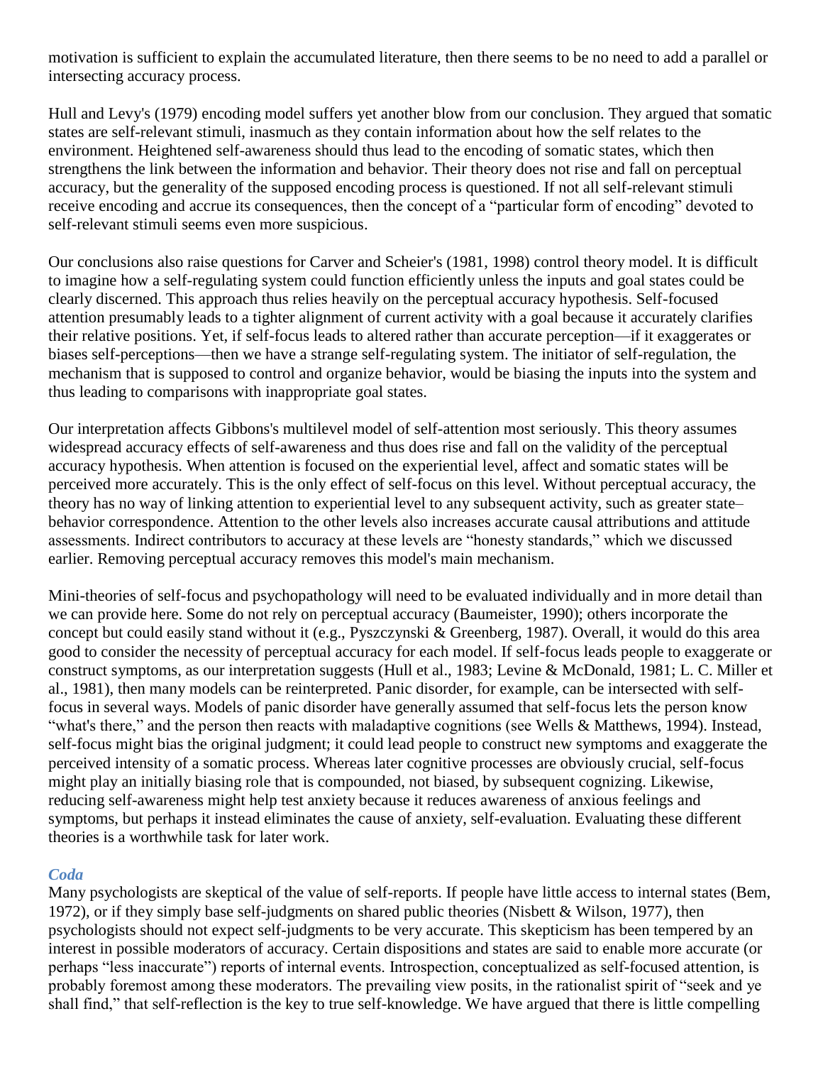motivation is sufficient to explain the accumulated literature, then there seems to be no need to add a parallel or intersecting accuracy process.

Hull and Levy's (1979) encoding model suffers yet another blow from our conclusion. They argued that somatic states are self-relevant stimuli, inasmuch as they contain information about how the self relates to the environment. Heightened self-awareness should thus lead to the encoding of somatic states, which then strengthens the link between the information and behavior. Their theory does not rise and fall on perceptual accuracy, but the generality of the supposed encoding process is questioned. If not all self-relevant stimuli receive encoding and accrue its consequences, then the concept of a "particular form of encoding" devoted to self-relevant stimuli seems even more suspicious.

Our conclusions also raise questions for Carver and Scheier's (1981, 1998) control theory model. It is difficult to imagine how a self-regulating system could function efficiently unless the inputs and goal states could be clearly discerned. This approach thus relies heavily on the perceptual accuracy hypothesis. Self-focused attention presumably leads to a tighter alignment of current activity with a goal because it accurately clarifies their relative positions. Yet, if self-focus leads to altered rather than accurate perception—if it exaggerates or biases self-perceptions—then we have a strange self-regulating system. The initiator of self-regulation, the mechanism that is supposed to control and organize behavior, would be biasing the inputs into the system and thus leading to comparisons with inappropriate goal states.

Our interpretation affects Gibbons's multilevel model of self-attention most seriously. This theory assumes widespread accuracy effects of self-awareness and thus does rise and fall on the validity of the perceptual accuracy hypothesis. When attention is focused on the experiential level, affect and somatic states will be perceived more accurately. This is the only effect of self-focus on this level. Without perceptual accuracy, the theory has no way of linking attention to experiential level to any subsequent activity, such as greater state–behavior correspondence. Attention to the other levels also increases accurate causal attributions and attitude assessments. Indirect contributors to accuracy at these levels are "honesty standards," which we discussed earlier. Removing perceptual accuracy removes this model's main mechanism.

Mini-theories of self-focus and psychopathology will need to be evaluated individually and in more detail than we can provide here. Some do not rely on perceptual accuracy (Baumeister, 1990); others incorporate the concept but could easily stand without it (e.g., Pyszczynski & Greenberg, 1987). Overall, it would do this area good to consider the necessity of perceptual accuracy for each model. If self-focus leads people to exaggerate or construct symptoms, as our interpretation suggests (Hull et al., 1983; Levine & McDonald, 1981; L. C. Miller et al., 1981), then many models can be reinterpreted. Panic disorder, for example, can be intersected with self-focus in several ways. Models of panic disorder have generally assumed that self-focus lets the person know "what's there," and the person then reacts with maladaptive cognitions (see Wells & Matthews, 1994). Instead, self-focus might bias the original judgment; it could lead people to construct new symptoms and exaggerate the perceived intensity of a somatic process. Whereas later cognitive processes are obviously crucial, self-focus might play an initially biasing role that is compounded, not biased, by subsequent cognizing. Likewise, reducing self-awareness might help test anxiety because it reduces awareness of anxious feelings and symptoms, but perhaps it instead eliminates the cause of anxiety, self-evaluation. Evaluating these different theories is a worthwhile task for later work.

### *Coda*

Many psychologists are skeptical of the value of self-reports. If people have little access to internal states (Bem, 1972), or if they simply base self-judgments on shared public theories (Nisbett & Wilson, 1977), then psychologists should not expect self-judgments to be very accurate. This skepticism has been tempered by an interest in possible moderators of accuracy. Certain dispositions and states are said to enable more accurate (or perhaps "less inaccurate") reports of internal events. Introspection, conceptualized as self-focused attention, is probably foremost among these moderators. The prevailing view posits, in the rationalist spirit of "seek and ye shall find," that self-reflection is the key to true self-knowledge. We have argued that there is little compelling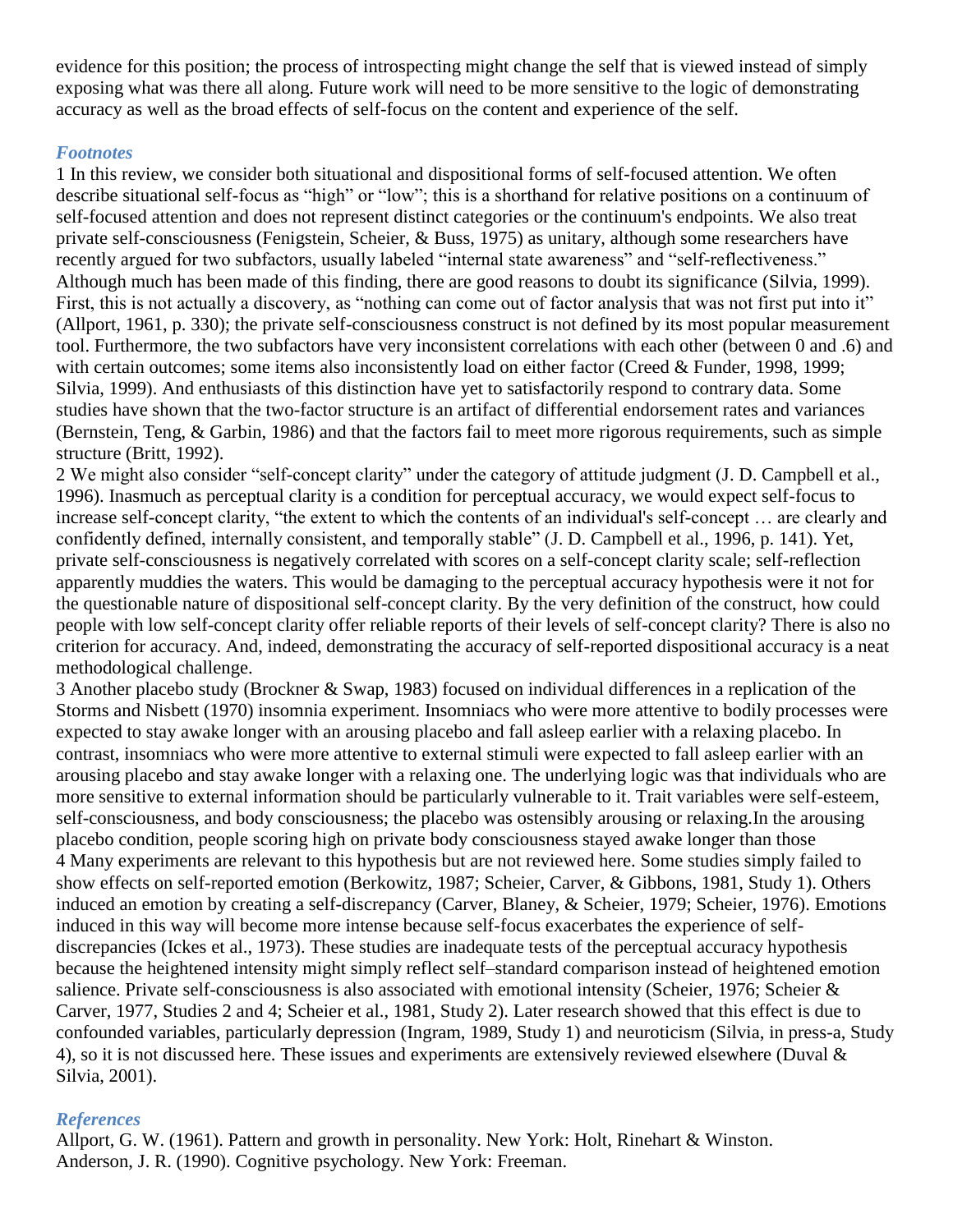evidence for this position; the process of introspecting might change the self that is viewed instead of simply exposing what was there all along. Future work will need to be more sensitive to the logic of demonstrating accuracy as well as the broad effects of self-focus on the content and experience of the self.

### *Footnotes*

1 In this review, we consider both situational and dispositional forms of self-focused attention. We often describe situational self-focus as "high" or "low"; this is a shorthand for relative positions on a continuum of self-focused attention and does not represent distinct categories or the continuum's endpoints. We also treat private self-consciousness (Fenigstein, Scheier, & Buss, 1975) as unitary, although some researchers have recently argued for two subfactors, usually labeled "internal state awareness" and "self-reflectiveness." Although much has been made of this finding, there are good reasons to doubt its significance (Silvia, 1999). First, this is not actually a discovery, as "nothing can come out of factor analysis that was not first put into it" (Allport, 1961, p. 330); the private self-consciousness construct is not defined by its most popular measurement tool. Furthermore, the two subfactors have very inconsistent correlations with each other (between 0 and .6) and with certain outcomes; some items also inconsistently load on either factor (Creed & Funder, 1998, 1999; Silvia, 1999). And enthusiasts of this distinction have yet to satisfactorily respond to contrary data. Some studies have shown that the two-factor structure is an artifact of differential endorsement rates and variances (Bernstein, Teng, & Garbin, 1986) and that the factors fail to meet more rigorous requirements, such as simple structure (Britt, 1992).

2 We might also consider "self-concept clarity" under the category of attitude judgment (J. D. Campbell et al., 1996). Inasmuch as perceptual clarity is a condition for perceptual accuracy, we would expect self-focus to increase self-concept clarity, "the extent to which the contents of an individual's self-concept … are clearly and confidently defined, internally consistent, and temporally stable" (J. D. Campbell et al., 1996, p. 141). Yet, private self-consciousness is negatively correlated with scores on a self-concept clarity scale; self-reflection apparently muddies the waters. This would be damaging to the perceptual accuracy hypothesis were it not for the questionable nature of dispositional self-concept clarity. By the very definition of the construct, how could people with low self-concept clarity offer reliable reports of their levels of self-concept clarity? There is also no criterion for accuracy. And, indeed, demonstrating the accuracy of self-reported dispositional accuracy is a neat methodological challenge.

3 Another placebo study (Brockner & Swap, 1983) focused on individual differences in a replication of the Storms and Nisbett (1970) insomnia experiment. Insomniacs who were more attentive to bodily processes were expected to stay awake longer with an arousing placebo and fall asleep earlier with a relaxing placebo. In contrast, insomniacs who were more attentive to external stimuli were expected to fall asleep earlier with an arousing placebo and stay awake longer with a relaxing one. The underlying logic was that individuals who are more sensitive to external information should be particularly vulnerable to it. Trait variables were self-esteem, self-consciousness, and body consciousness; the placebo was ostensibly arousing or relaxing.In the arousing placebo condition, people scoring high on private body consciousness stayed awake longer than those

4 Many experiments are relevant to this hypothesis but are not reviewed here. Some studies simply failed to show effects on self-reported emotion (Berkowitz, 1987; Scheier, Carver, & Gibbons, 1981, Study 1). Others induced an emotion by creating a self-discrepancy (Carver, Blaney, & Scheier, 1979; Scheier, 1976). Emotions induced in this way will become more intense because self-focus exacerbates the experience of self-discrepancies (Ickes et al., 1973). These studies are inadequate tests of the perceptual accuracy hypothesis because the heightened intensity might simply reflect self–standard comparison instead of heightened emotion salience. Private self-consciousness is also associated with emotional intensity (Scheier, 1976; Scheier & Carver, 1977, Studies 2 and 4; Scheier et al., 1981, Study 2). Later research showed that this effect is due to confounded variables, particularly depression (Ingram, 1989, Study 1) and neuroticism (Silvia, in press-a, Study 4), so it is not discussed here. These issues and experiments are extensively reviewed elsewhere (Duval & Silvia, 2001).

### *References*

Allport, G. W. (1961). Pattern and growth in personality. New York: Holt, Rinehart & Winston.
Anderson, J. R. (1990). Cognitive psychology. New York: Freeman.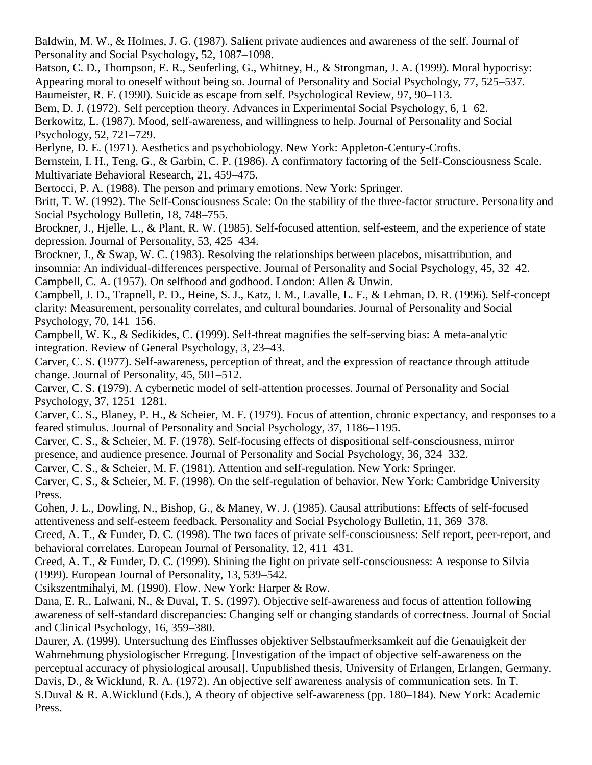Baldwin, M. W., & Holmes, J. G. (1987). Salient private audiences and awareness of the self. Journal of Personality and Social Psychology, 52, 1087–1098.

Batson, C. D., Thompson, E. R., Seuferling, G., Whitney, H., & Strongman, J. A. (1999). Moral hypocrisy: Appearing moral to oneself without being so. Journal of Personality and Social Psychology, 77, 525–537.

Baumeister, R. F. (1990). Suicide as escape from self. Psychological Review, 97, 90–113.

Bem, D. J. (1972). Self perception theory. Advances in Experimental Social Psychology, 6, 1–62.

Berkowitz, L. (1987). Mood, self-awareness, and willingness to help. Journal of Personality and Social Psychology, 52, 721–729.

Berlyne, D. E. (1971). Aesthetics and psychobiology. New York: Appleton-Century-Crofts.

Bernstein, I. H., Teng, G., & Garbin, C. P. (1986). A confirmatory factoring of the Self-Consciousness Scale. Multivariate Behavioral Research, 21, 459–475.

Bertocci, P. A. (1988). The person and primary emotions. New York: Springer.

Britt, T. W. (1992). The Self-Consciousness Scale: On the stability of the three-factor structure. Personality and Social Psychology Bulletin, 18, 748–755.

Brockner, J., Hjelle, L., & Plant, R. W. (1985). Self-focused attention, self-esteem, and the experience of state depression. Journal of Personality, 53, 425–434.

Brockner, J., & Swap, W. C. (1983). Resolving the relationships between placebos, misattribution, and insomnia: An individual-differences perspective. Journal of Personality and Social Psychology, 45, 32–42.

Campbell, C. A. (1957). On selfhood and godhood. London: Allen & Unwin.

Campbell, J. D., Trapnell, P. D., Heine, S. J., Katz, I. M., Lavalle, L. F., & Lehman, D. R. (1996). Self-concept clarity: Measurement, personality correlates, and cultural boundaries. Journal of Personality and Social Psychology, 70, 141–156.

Campbell, W. K., & Sedikides, C. (1999). Self-threat magnifies the self-serving bias: A meta-analytic integration. Review of General Psychology, 3, 23–43.

Carver, C. S. (1977). Self-awareness, perception of threat, and the expression of reactance through attitude change. Journal of Personality, 45, 501–512.

Carver, C. S. (1979). A cybernetic model of self-attention processes. Journal of Personality and Social Psychology, 37, 1251–1281.

Carver, C. S., Blaney, P. H., & Scheier, M. F. (1979). Focus of attention, chronic expectancy, and responses to a feared stimulus. Journal of Personality and Social Psychology, 37, 1186–1195.

Carver, C. S., & Scheier, M. F. (1978). Self-focusing effects of dispositional self-consciousness, mirror presence, and audience presence. Journal of Personality and Social Psychology, 36, 324–332.

Carver, C. S., & Scheier, M. F. (1981). Attention and self-regulation. New York: Springer.

Carver, C. S., & Scheier, M. F. (1998). On the self-regulation of behavior. New York: Cambridge University Press.

Cohen, J. L., Dowling, N., Bishop, G., & Maney, W. J. (1985). Causal attributions: Effects of self-focused attentiveness and self-esteem feedback. Personality and Social Psychology Bulletin, 11, 369–378.

Creed, A. T., & Funder, D. C. (1998). The two faces of private self-consciousness: Self report, peer-report, and behavioral correlates. European Journal of Personality, 12, 411–431.

Creed, A. T., & Funder, D. C. (1999). Shining the light on private self-consciousness: A response to Silvia (1999). European Journal of Personality, 13, 539–542.

Csikszentmihalyi, M. (1990). Flow. New York: Harper & Row.

Dana, E. R., Lalwani, N., & Duval, T. S. (1997). Objective self-awareness and focus of attention following awareness of self-standard discrepancies: Changing self or changing standards of correctness. Journal of Social and Clinical Psychology, 16, 359–380.

Daurer, A. (1999). Untersuchung des Einflusses objektiver Selbstaufmerksamkeit auf die Genauigkeit der Wahrnehmung physiologischer Erregung. [Investigation of the impact of objective self-awareness on the perceptual accuracy of physiological arousal]. Unpublished thesis, University of Erlangen, Erlangen, Germany.

Davis, D., & Wicklund, R. A. (1972). An objective self awareness analysis of communication sets. In T. S.Duval & R. A.Wicklund (Eds.), A theory of objective self-awareness (pp. 180–184). New York: Academic Press.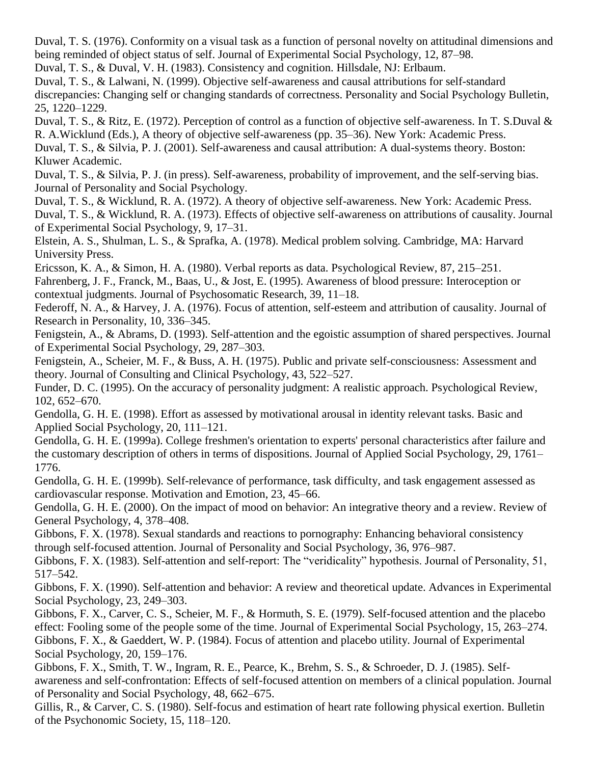Duval, T. S. (1976). Conformity on a visual task as a function of personal novelty on attitudinal dimensions and being reminded of object status of self. Journal of Experimental Social Psychology, 12, 87–98.

Duval, T. S., & Duval, V. H. (1983). Consistency and cognition. Hillsdale, NJ: Erlbaum.

Duval, T. S., & Lalwani, N. (1999). Objective self-awareness and causal attributions for self-standard discrepancies: Changing self or changing standards of correctness. Personality and Social Psychology Bulletin, 25, 1220–1229.

Duval, T. S., & Ritz, E. (1972). Perception of control as a function of objective self-awareness. In T. S.Duval & R. A.Wicklund (Eds.), A theory of objective self-awareness (pp. 35–36). New York: Academic Press.

Duval, T. S., & Silvia, P. J. (2001). Self-awareness and causal attribution: A dual-systems theory. Boston: Kluwer Academic.

Duval, T. S., & Silvia, P. J. (in press). Self-awareness, probability of improvement, and the self-serving bias. Journal of Personality and Social Psychology.

Duval, T. S., & Wicklund, R. A. (1972). A theory of objective self-awareness. New York: Academic Press.

Duval, T. S., & Wicklund, R. A. (1973). Effects of objective self-awareness on attributions of causality. Journal of Experimental Social Psychology, 9, 17–31.

Elstein, A. S., Shulman, L. S., & Sprafka, A. (1978). Medical problem solving. Cambridge, MA: Harvard University Press.

Ericsson, K. A., & Simon, H. A. (1980). Verbal reports as data. Psychological Review, 87, 215–251.

Fahrenberg, J. F., Franck, M., Baas, U., & Jost, E. (1995). Awareness of blood pressure: Interoception or contextual judgments. Journal of Psychosomatic Research, 39, 11–18.

Federoff, N. A., & Harvey, J. A. (1976). Focus of attention, self-esteem and attribution of causality. Journal of Research in Personality, 10, 336–345.

Fenigstein, A., & Abrams, D. (1993). Self-attention and the egoistic assumption of shared perspectives. Journal of Experimental Social Psychology, 29, 287–303.

Fenigstein, A., Scheier, M. F., & Buss, A. H. (1975). Public and private self-consciousness: Assessment and theory. Journal of Consulting and Clinical Psychology, 43, 522–527.

Funder, D. C. (1995). On the accuracy of personality judgment: A realistic approach. Psychological Review, 102, 652–670.

Gendolla, G. H. E. (1998). Effort as assessed by motivational arousal in identity relevant tasks. Basic and Applied Social Psychology, 20, 111–121.

Gendolla, G. H. E. (1999a). College freshmen's orientation to experts' personal characteristics after failure and the customary description of others in terms of dispositions. Journal of Applied Social Psychology, 29, 1761–1776.

Gendolla, G. H. E. (1999b). Self-relevance of performance, task difficulty, and task engagement assessed as cardiovascular response. Motivation and Emotion, 23, 45–66.

Gendolla, G. H. E. (2000). On the impact of mood on behavior: An integrative theory and a review. Review of General Psychology, 4, 378–408.

Gibbons, F. X. (1978). Sexual standards and reactions to pornography: Enhancing behavioral consistency through self-focused attention. Journal of Personality and Social Psychology, 36, 976–987.

Gibbons, F. X. (1983). Self-attention and self-report: The "veridicality" hypothesis. Journal of Personality, 51, 517–542.

Gibbons, F. X. (1990). Self-attention and behavior: A review and theoretical update. Advances in Experimental Social Psychology, 23, 249–303.

Gibbons, F. X., Carver, C. S., Scheier, M. F., & Hormuth, S. E. (1979). Self-focused attention and the placebo effect: Fooling some of the people some of the time. Journal of Experimental Social Psychology, 15, 263–274.

Gibbons, F. X., & Gaeddert, W. P. (1984). Focus of attention and placebo utility. Journal of Experimental Social Psychology, 20, 159–176.

Gibbons, F. X., Smith, T. W., Ingram, R. E., Pearce, K., Brehm, S. S., & Schroeder, D. J. (1985). Self-awareness and self-confrontation: Effects of self-focused attention on members of a clinical population. Journal of Personality and Social Psychology, 48, 662–675.

Gillis, R., & Carver, C. S. (1980). Self-focus and estimation of heart rate following physical exertion. Bulletin of the Psychonomic Society, 15, 118–120.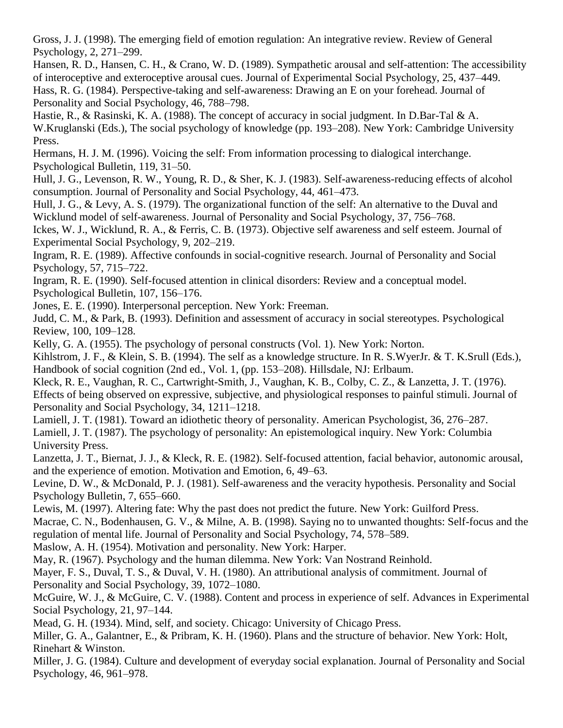Gross, J. J. (1998). The emerging field of emotion regulation: An integrative review. Review of General Psychology, 2, 271–299.

Hansen, R. D., Hansen, C. H., & Crano, W. D. (1989). Sympathetic arousal and self-attention: The accessibility of interoceptive and exteroceptive arousal cues. Journal of Experimental Social Psychology, 25, 437–449.

Hass, R. G. (1984). Perspective-taking and self-awareness: Drawing an E on your forehead. Journal of Personality and Social Psychology, 46, 788–798.

Hastie, R., & Rasinski, K. A. (1988). The concept of accuracy in social judgment. In D.Bar-Tal & A. W.Kruglanski (Eds.), The social psychology of knowledge (pp. 193–208). New York: Cambridge University Press.

Hermans, H. J. M. (1996). Voicing the self: From information processing to dialogical interchange. Psychological Bulletin, 119, 31–50.

Hull, J. G., Levenson, R. W., Young, R. D., & Sher, K. J. (1983). Self-awareness-reducing effects of alcohol consumption. Journal of Personality and Social Psychology, 44, 461–473.

Hull, J. G., & Levy, A. S. (1979). The organizational function of the self: An alternative to the Duval and Wicklund model of self-awareness. Journal of Personality and Social Psychology, 37, 756–768.

Ickes, W. J., Wicklund, R. A., & Ferris, C. B. (1973). Objective self awareness and self esteem. Journal of Experimental Social Psychology, 9, 202–219.

Ingram, R. E. (1989). Affective confounds in social-cognitive research. Journal of Personality and Social Psychology, 57, 715–722.

Ingram, R. E. (1990). Self-focused attention in clinical disorders: Review and a conceptual model. Psychological Bulletin, 107, 156–176.

Jones, E. E. (1990). Interpersonal perception. New York: Freeman.

Judd, C. M., & Park, B. (1993). Definition and assessment of accuracy in social stereotypes. Psychological Review, 100, 109–128.

Kelly, G. A. (1955). The psychology of personal constructs (Vol. 1). New York: Norton.

Kihlstrom, J. F., & Klein, S. B. (1994). The self as a knowledge structure. In R. S.WyerJr. & T. K.Srull (Eds.), Handbook of social cognition (2nd ed., Vol. 1, (pp. 153–208). Hillsdale, NJ: Erlbaum.

Kleck, R. E., Vaughan, R. C., Cartwright-Smith, J., Vaughan, K. B., Colby, C. Z., & Lanzetta, J. T. (1976). Effects of being observed on expressive, subjective, and physiological responses to painful stimuli. Journal of Personality and Social Psychology, 34, 1211–1218.

Lamiell, J. T. (1981). Toward an idiothetic theory of personality. American Psychologist, 36, 276–287.

Lamiell, J. T. (1987). The psychology of personality: An epistemological inquiry. New York: Columbia University Press.

Lanzetta, J. T., Biernat, J. J., & Kleck, R. E. (1982). Self-focused attention, facial behavior, autonomic arousal, and the experience of emotion. Motivation and Emotion, 6, 49–63.

Levine, D. W., & McDonald, P. J. (1981). Self-awareness and the veracity hypothesis. Personality and Social Psychology Bulletin, 7, 655–660.

Lewis, M. (1997). Altering fate: Why the past does not predict the future. New York: Guilford Press.

Macrae, C. N., Bodenhausen, G. V., & Milne, A. B. (1998). Saying no to unwanted thoughts: Self-focus and the regulation of mental life. Journal of Personality and Social Psychology, 74, 578–589.

Maslow, A. H. (1954). Motivation and personality. New York: Harper.

May, R. (1967). Psychology and the human dilemma. New York: Van Nostrand Reinhold.

Mayer, F. S., Duval, T. S., & Duval, V. H. (1980). An attributional analysis of commitment. Journal of Personality and Social Psychology, 39, 1072–1080.

McGuire, W. J., & McGuire, C. V. (1988). Content and process in experience of self. Advances in Experimental Social Psychology, 21, 97–144.

Mead, G. H. (1934). Mind, self, and society. Chicago: University of Chicago Press.

Miller, G. A., Galantner, E., & Pribram, K. H. (1960). Plans and the structure of behavior. New York: Holt, Rinehart & Winston.

Miller, J. G. (1984). Culture and development of everyday social explanation. Journal of Personality and Social Psychology, 46, 961–978.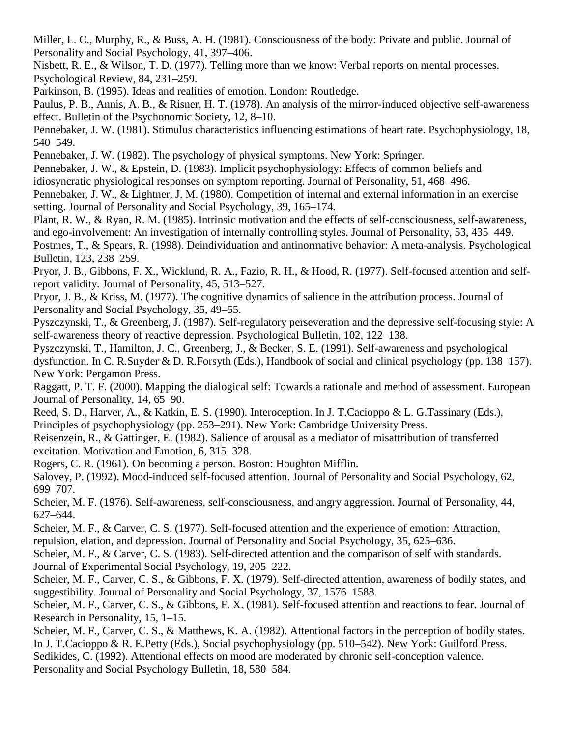Miller, L. C., Murphy, R., & Buss, A. H. (1981). Consciousness of the body: Private and public. Journal of Personality and Social Psychology, 41, 397–406.

Nisbett, R. E., & Wilson, T. D. (1977). Telling more than we know: Verbal reports on mental processes. Psychological Review, 84, 231–259.

Parkinson, B. (1995). Ideas and realities of emotion. London: Routledge.

Paulus, P. B., Annis, A. B., & Risner, H. T. (1978). An analysis of the mirror-induced objective self-awareness effect. Bulletin of the Psychonomic Society, 12, 8–10.

Pennebaker, J. W. (1981). Stimulus characteristics influencing estimations of heart rate. Psychophysiology, 18, 540–549.

Pennebaker, J. W. (1982). The psychology of physical symptoms. New York: Springer.

Pennebaker, J. W., & Epstein, D. (1983). Implicit psychophysiology: Effects of common beliefs and idiosyncratic physiological responses on symptom reporting. Journal of Personality, 51, 468–496.

Pennebaker, J. W., & Lightner, J. M. (1980). Competition of internal and external information in an exercise setting. Journal of Personality and Social Psychology, 39, 165–174.

Plant, R. W., & Ryan, R. M. (1985). Intrinsic motivation and the effects of self-consciousness, self-awareness, and ego-involvement: An investigation of internally controlling styles. Journal of Personality, 53, 435–449.

Postmes, T., & Spears, R. (1998). Deindividuation and antinormative behavior: A meta-analysis. Psychological Bulletin, 123, 238–259.

Pryor, J. B., Gibbons, F. X., Wicklund, R. A., Fazio, R. H., & Hood, R. (1977). Self-focused attention and self-report validity. Journal of Personality, 45, 513–527.

Pryor, J. B., & Kriss, M. (1977). The cognitive dynamics of salience in the attribution process. Journal of Personality and Social Psychology, 35, 49–55.

Pyszczynski, T., & Greenberg, J. (1987). Self-regulatory perseveration and the depressive self-focusing style: A self-awareness theory of reactive depression. Psychological Bulletin, 102, 122–138.

Pyszczynski, T., Hamilton, J. C., Greenberg, J., & Becker, S. E. (1991). Self-awareness and psychological dysfunction. In C. R.Snyder & D. R.Forsyth (Eds.), Handbook of social and clinical psychology (pp. 138–157). New York: Pergamon Press.

Raggatt, P. T. F. (2000). Mapping the dialogical self: Towards a rationale and method of assessment. European Journal of Personality, 14, 65–90.

Reed, S. D., Harver, A., & Katkin, E. S. (1990). Interoception. In J. T.Cacioppo & L. G.Tassinary (Eds.), Principles of psychophysiology (pp. 253–291). New York: Cambridge University Press.

Reisenzein, R., & Gattinger, E. (1982). Salience of arousal as a mediator of misattribution of transferred excitation. Motivation and Emotion, 6, 315–328.

Rogers, C. R. (1961). On becoming a person. Boston: Houghton Mifflin.

Salovey, P. (1992). Mood-induced self-focused attention. Journal of Personality and Social Psychology, 62, 699–707.

Scheier, M. F. (1976). Self-awareness, self-consciousness, and angry aggression. Journal of Personality, 44, 627–644.

Scheier, M. F., & Carver, C. S. (1977). Self-focused attention and the experience of emotion: Attraction, repulsion, elation, and depression. Journal of Personality and Social Psychology, 35, 625–636.

Scheier, M. F., & Carver, C. S. (1983). Self-directed attention and the comparison of self with standards. Journal of Experimental Social Psychology, 19, 205–222.

Scheier, M. F., Carver, C. S., & Gibbons, F. X. (1979). Self-directed attention, awareness of bodily states, and suggestibility. Journal of Personality and Social Psychology, 37, 1576–1588.

Scheier, M. F., Carver, C. S., & Gibbons, F. X. (1981). Self-focused attention and reactions to fear. Journal of Research in Personality, 15, 1–15.

Scheier, M. F., Carver, C. S., & Matthews, K. A. (1982). Attentional factors in the perception of bodily states. In J. T.Cacioppo & R. E.Petty (Eds.), Social psychophysiology (pp. 510–542). New York: Guilford Press.

Sedikides, C. (1992). Attentional effects on mood are moderated by chronic self-conception valence. Personality and Social Psychology Bulletin, 18, 580–584.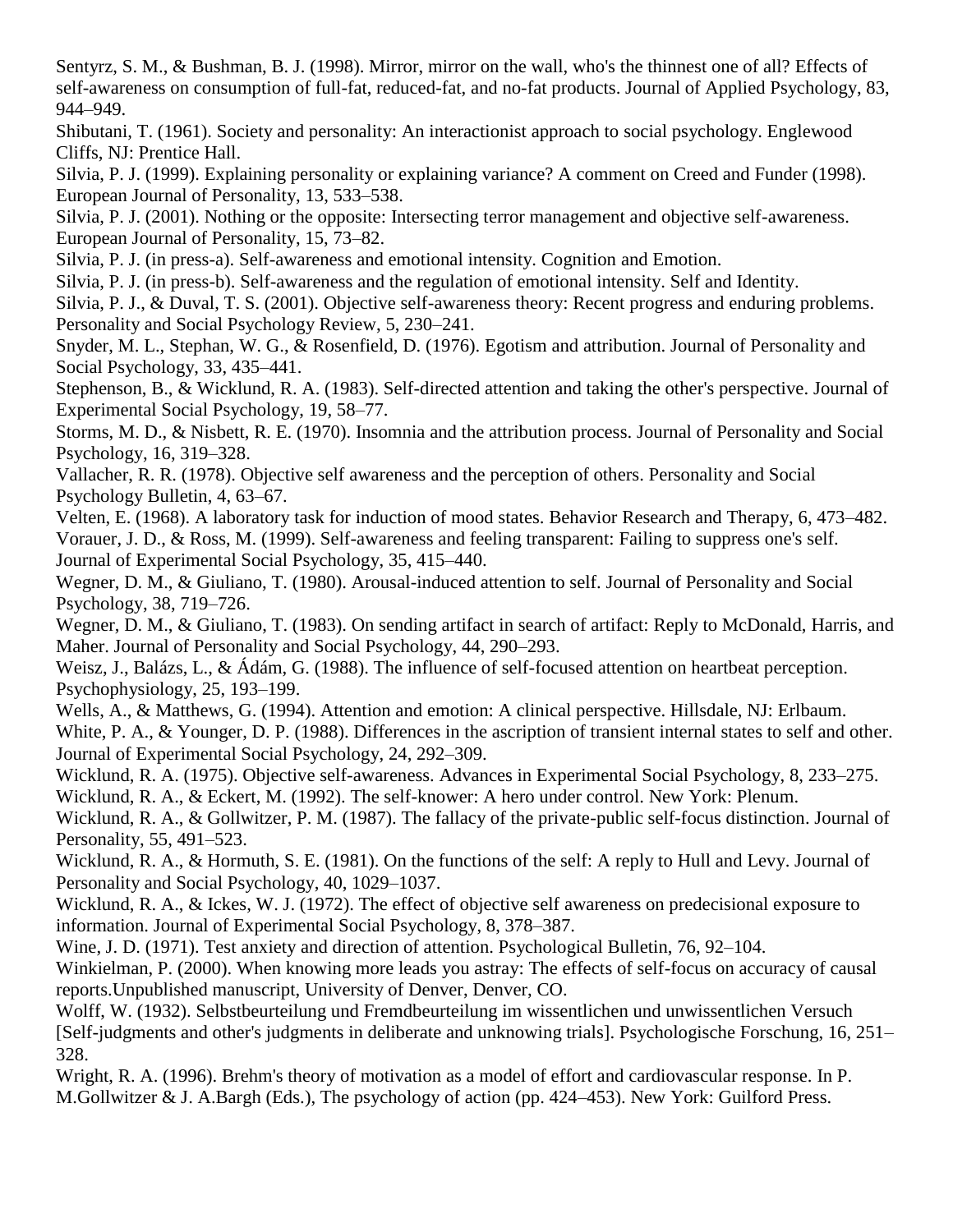Sentyrz, S. M., & Bushman, B. J. (1998). Mirror, mirror on the wall, who's the thinnest one of all? Effects of self-awareness on consumption of full-fat, reduced-fat, and no-fat products. Journal of Applied Psychology, 83, 944–949.

Shibutani, T. (1961). Society and personality: An interactionist approach to social psychology. Englewood Cliffs, NJ: Prentice Hall.

Silvia, P. J. (1999). Explaining personality or explaining variance? A comment on Creed and Funder (1998). European Journal of Personality, 13, 533–538.

Silvia, P. J. (2001). Nothing or the opposite: Intersecting terror management and objective self-awareness. European Journal of Personality, 15, 73–82.

Silvia, P. J. (in press-a). Self-awareness and emotional intensity. Cognition and Emotion.

Silvia, P. J. (in press-b). Self-awareness and the regulation of emotional intensity. Self and Identity.

Silvia, P. J., & Duval, T. S. (2001). Objective self-awareness theory: Recent progress and enduring problems. Personality and Social Psychology Review, 5, 230–241.

Snyder, M. L., Stephan, W. G., & Rosenfield, D. (1976). Egotism and attribution. Journal of Personality and Social Psychology, 33, 435–441.

Stephenson, B., & Wicklund, R. A. (1983). Self-directed attention and taking the other's perspective. Journal of Experimental Social Psychology, 19, 58–77.

Storms, M. D., & Nisbett, R. E. (1970). Insomnia and the attribution process. Journal of Personality and Social Psychology, 16, 319–328.

Vallacher, R. R. (1978). Objective self awareness and the perception of others. Personality and Social Psychology Bulletin, 4, 63–67.

Velten, E. (1968). A laboratory task for induction of mood states. Behavior Research and Therapy, 6, 473–482.

Vorauer, J. D., & Ross, M. (1999). Self-awareness and feeling transparent: Failing to suppress one's self. Journal of Experimental Social Psychology, 35, 415–440.

Wegner, D. M., & Giuliano, T. (1980). Arousal-induced attention to self. Journal of Personality and Social Psychology, 38, 719–726.

Wegner, D. M., & Giuliano, T. (1983). On sending artifact in search of artifact: Reply to McDonald, Harris, and Maher. Journal of Personality and Social Psychology, 44, 290–293.

Weisz, J., Balázs, L., & Ádám, G. (1988). The influence of self-focused attention on heartbeat perception. Psychophysiology, 25, 193–199.

Wells, A., & Matthews, G. (1994). Attention and emotion: A clinical perspective. Hillsdale, NJ: Erlbaum.

White, P. A., & Younger, D. P. (1988). Differences in the ascription of transient internal states to self and other. Journal of Experimental Social Psychology, 24, 292–309.

Wicklund, R. A. (1975). Objective self-awareness. Advances in Experimental Social Psychology, 8, 233–275.

Wicklund, R. A., & Eckert, M. (1992). The self-knower: A hero under control. New York: Plenum.

Wicklund, R. A., & Gollwitzer, P. M. (1987). The fallacy of the private-public self-focus distinction. Journal of Personality, 55, 491–523.

Wicklund, R. A., & Hormuth, S. E. (1981). On the functions of the self: A reply to Hull and Levy. Journal of Personality and Social Psychology, 40, 1029–1037.

Wicklund, R. A., & Ickes, W. J. (1972). The effect of objective self awareness on predecisional exposure to information. Journal of Experimental Social Psychology, 8, 378–387.

Wine, J. D. (1971). Test anxiety and direction of attention. Psychological Bulletin, 76, 92–104.

Winkielman, P. (2000). When knowing more leads you astray: The effects of self-focus on accuracy of causal reports.Unpublished manuscript, University of Denver, Denver, CO.

Wolff, W. (1932). Selbstbeurteilung und Fremdbeurteilung im wissentlichen und unwissentlichen Versuch [Self-judgments and other's judgments in deliberate and unknowing trials]. Psychologische Forschung, 16, 251–328.

Wright, R. A. (1996). Brehm's theory of motivation as a model of effort and cardiovascular response. In P. M.Gollwitzer & J. A.Bargh (Eds.), The psychology of action (pp. 424–453). New York: Guilford Press.